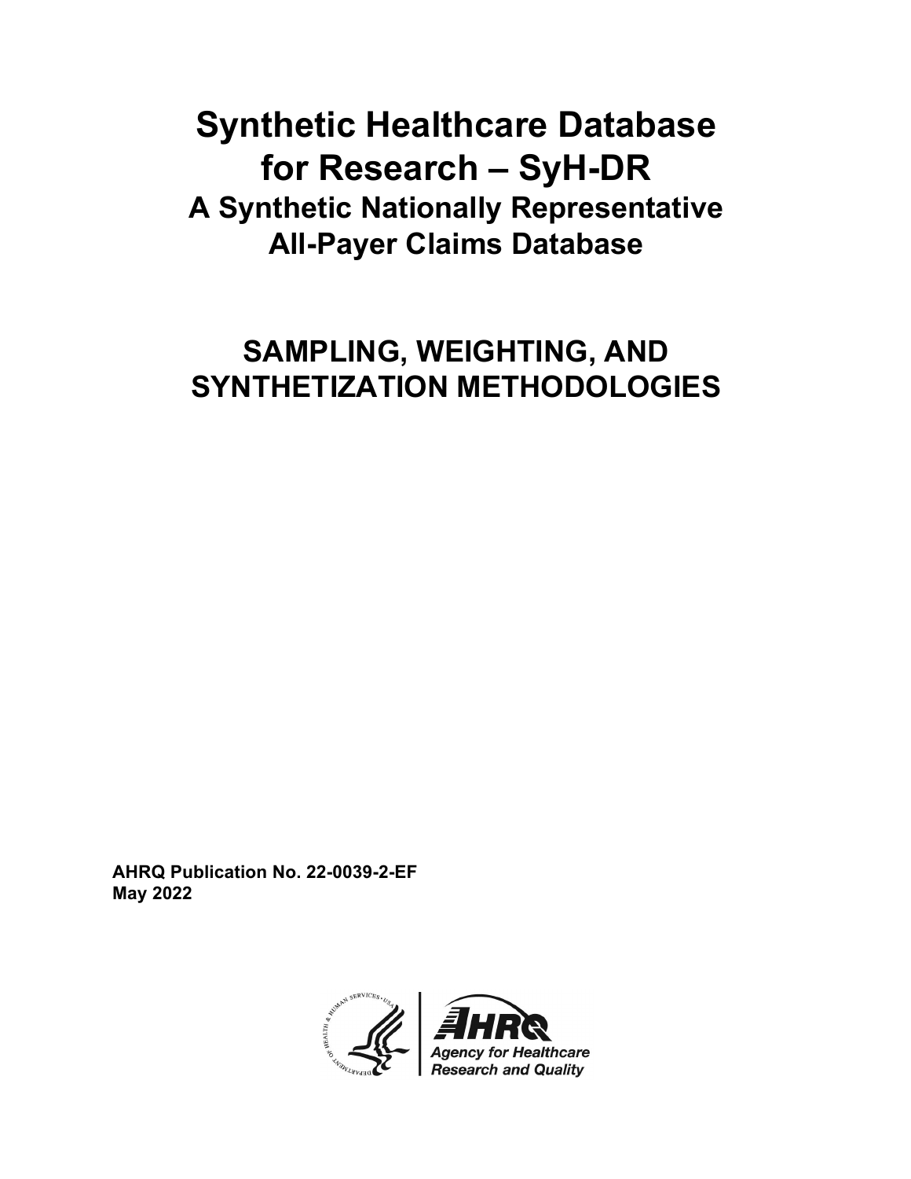# Synthetic Healthcare Database for Research – SyH-DR

## A Synthetic Nationally Representative All-Payer Claims Database

# SAMPLING, WEIGHTING, AND SYNTHETIZATION METHODOLOGIES

**AHRQ Publication No. 22-0039-2-EF**
**May 2022**

Agency for Healthcare Research and Quality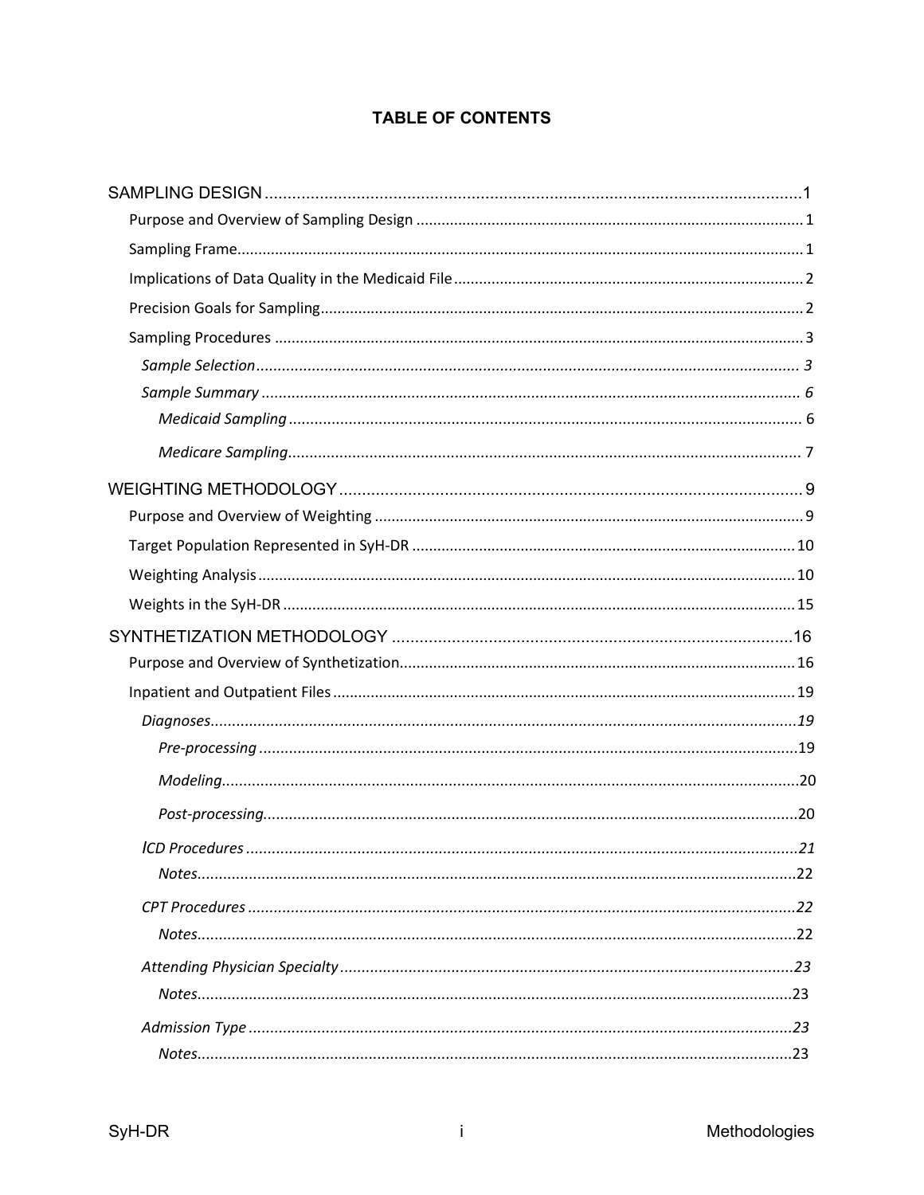# TABLE OF CONTENTS

SAMPLING DESIGN ........................................................................................................ 1

- Purpose and Overview of Sampling Design ........................................................................ 1
- Sampling Frame ..................................................................................................................... 1
- Implications of Data Quality in the Medicaid File ............................................................... 2
- Precision Goals for Sampling ................................................................................................ 2
- Sampling Procedures ............................................................................................................ 3
  - *Sample Selection* ........................................................................................................... *3*
  - *Sample Summary* .......................................................................................................... *6*
    - *Medicaid Sampling* ..................................................................................................... 6
    - *Medicare Sampling* ..................................................................................................... 7

WEIGHTING METHODOLOGY ......................................................................................... 9

- Purpose and Overview of Weighting ..................................................................................... 9
- Target Population Represented in SyH-DR ......................................................................... 10
- Weighting Analysis ............................................................................................................... 10
- Weights in the SyH-DR ........................................................................................................ 15

SYNTHETIZATION METHODOLOGY ............................................................................ 16

- Purpose and Overview of Synthetization ............................................................................. 16
- Inpatient and Outpatient Files ............................................................................................. 19
  - *Diagnoses* .................................................................................................................... *19*
    - *Pre-processing* .......................................................................................................... 19
    - *Modeling* ................................................................................................................... 20
    - *Post-processing* ........................................................................................................ 20
  - *ICD Procedures* .......................................................................................................... *21*
    - *Notes* ......................................................................................................................... 22
  - *CPT Procedures* .......................................................................................................... *22*
    - *Notes* ......................................................................................................................... 22
  - *Attending Physician Specialty* .................................................................................... *23*
    - *Notes* ......................................................................................................................... 23
  - *Admission Type* ........................................................................................................... *23*
    - *Notes* ......................................................................................................................... 23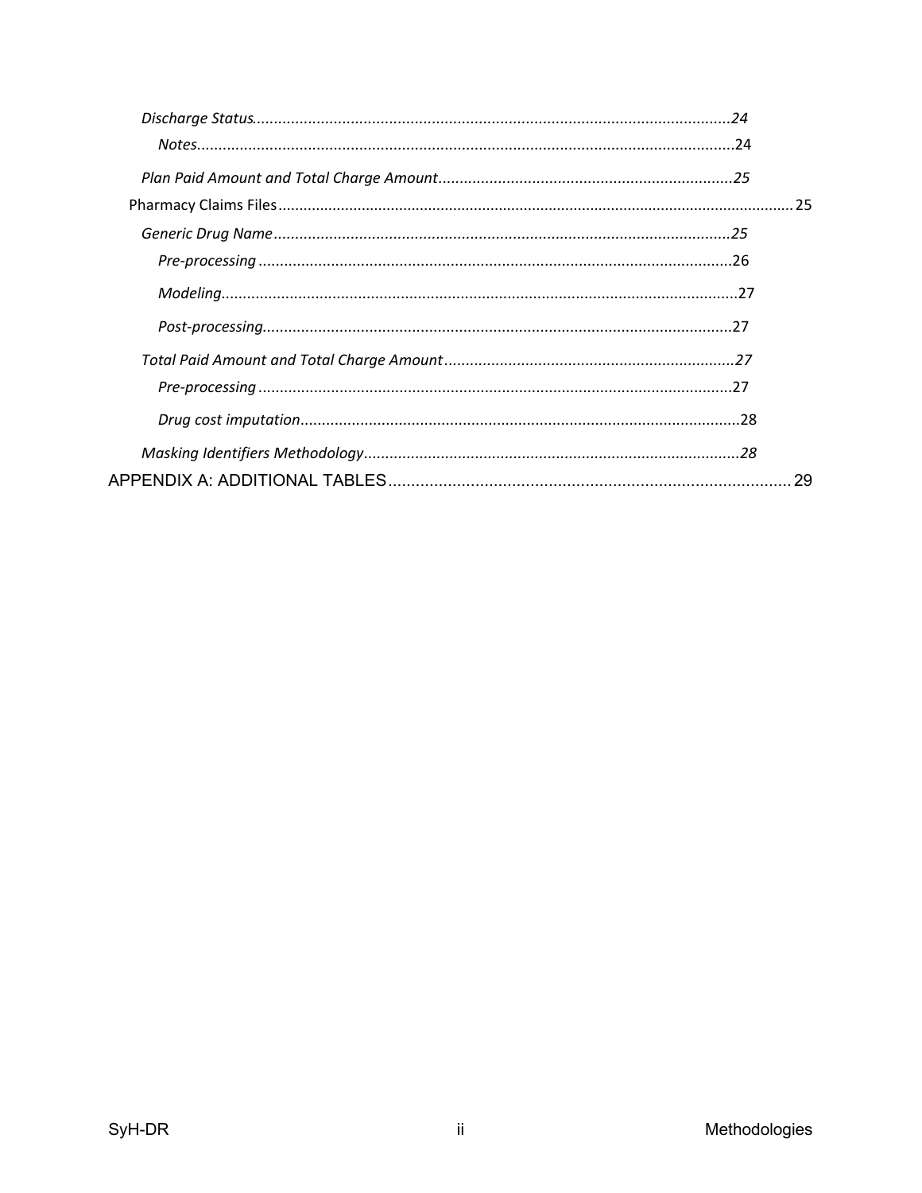*Discharge Status*...............................................................................................................*24*

*Notes*............................................................................................................................24

*Plan Paid Amount and Total Charge Amount*....................................................................*25*

Pharmacy Claims Files.......................................................................................................................... 25

*Generic Drug Name*..........................................................................................................*25*

*Pre-processing* ..............................................................................................................26

*Modeling*........................................................................................................................27

*Post-processing*.............................................................................................................27

*Total Paid Amount and Total Charge Amount*....................................................................*27*

*Pre-processing* ..............................................................................................................27

*Drug cost imputation*......................................................................................................28

*Masking Identifiers Methodology*.......................................................................................*28*

APPENDIX A: ADDITIONAL TABLES........................................................................................ 29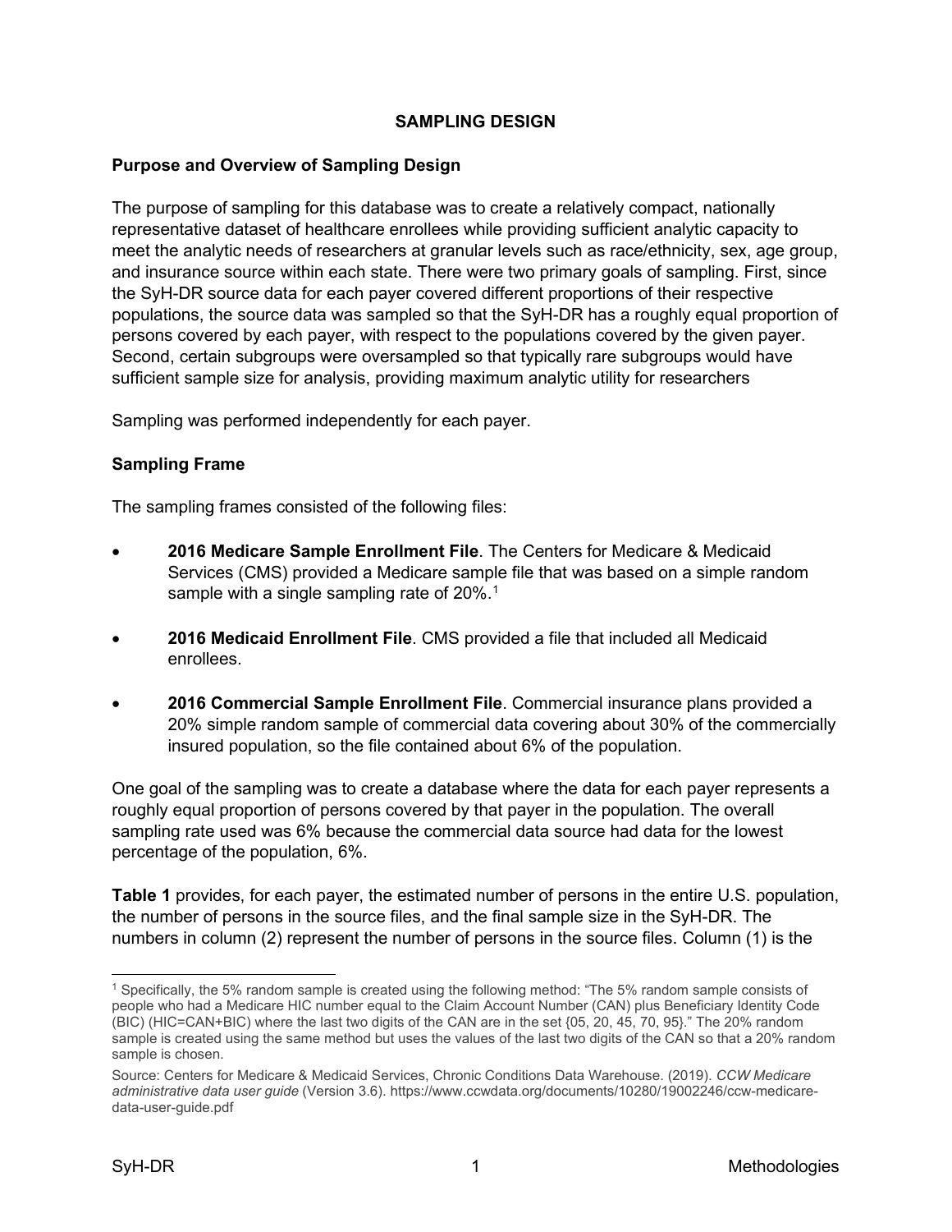# SAMPLING DESIGN

## Purpose and Overview of Sampling Design

The purpose of sampling for this database was to create a relatively compact, nationally representative dataset of healthcare enrollees while providing sufficient analytic capacity to meet the analytic needs of researchers at granular levels such as race/ethnicity, sex, age group, and insurance source within each state. There were two primary goals of sampling. First, since the SyH-DR source data for each payer covered different proportions of their respective populations, the source data was sampled so that the SyH-DR has a roughly equal proportion of persons covered by each payer, with respect to the populations covered by the given payer. Second, certain subgroups were oversampled so that typically rare subgroups would have sufficient sample size for analysis, providing maximum analytic utility for researchers

Sampling was performed independently for each payer.

## Sampling Frame

The sampling frames consisted of the following files:

- **2016 Medicare Sample Enrollment File**. The Centers for Medicare & Medicaid Services (CMS) provided a Medicare sample file that was based on a simple random sample with a single sampling rate of 20%.[1]
- **2016 Medicaid Enrollment File**. CMS provided a file that included all Medicaid enrollees.
- **2016 Commercial Sample Enrollment File**. Commercial insurance plans provided a 20% simple random sample of commercial data covering about 30% of the commercially insured population, so the file contained about 6% of the population.

One goal of the sampling was to create a database where the data for each payer represents a roughly equal proportion of persons covered by that payer in the population. The overall sampling rate used was 6% because the commercial data source had data for the lowest percentage of the population, 6%.

**Table 1** provides, for each payer, the estimated number of persons in the entire U.S. population, the number of persons in the source files, and the final sample size in the SyH-DR. The numbers in column (2) represent the number of persons in the source files. Column (1) is the

[1] Specifically, the 5% random sample is created using the following method: "The 5% random sample consists of people who had a Medicare HIC number equal to the Claim Account Number (CAN) plus Beneficiary Identity Code (BIC) (HIC=CAN+BIC) where the last two digits of the CAN are in the set {05, 20, 45, 70, 95}." The 20% random sample is created using the same method but uses the values of the last two digits of the CAN so that a 20% random sample is chosen.

Source: Centers for Medicare & Medicaid Services, Chronic Conditions Data Warehouse. (2019). *CCW Medicare administrative data user guide* (Version 3.6). https://www.ccwdata.org/documents/10280/19002246/ccw-medicare-data-user-guide.pdf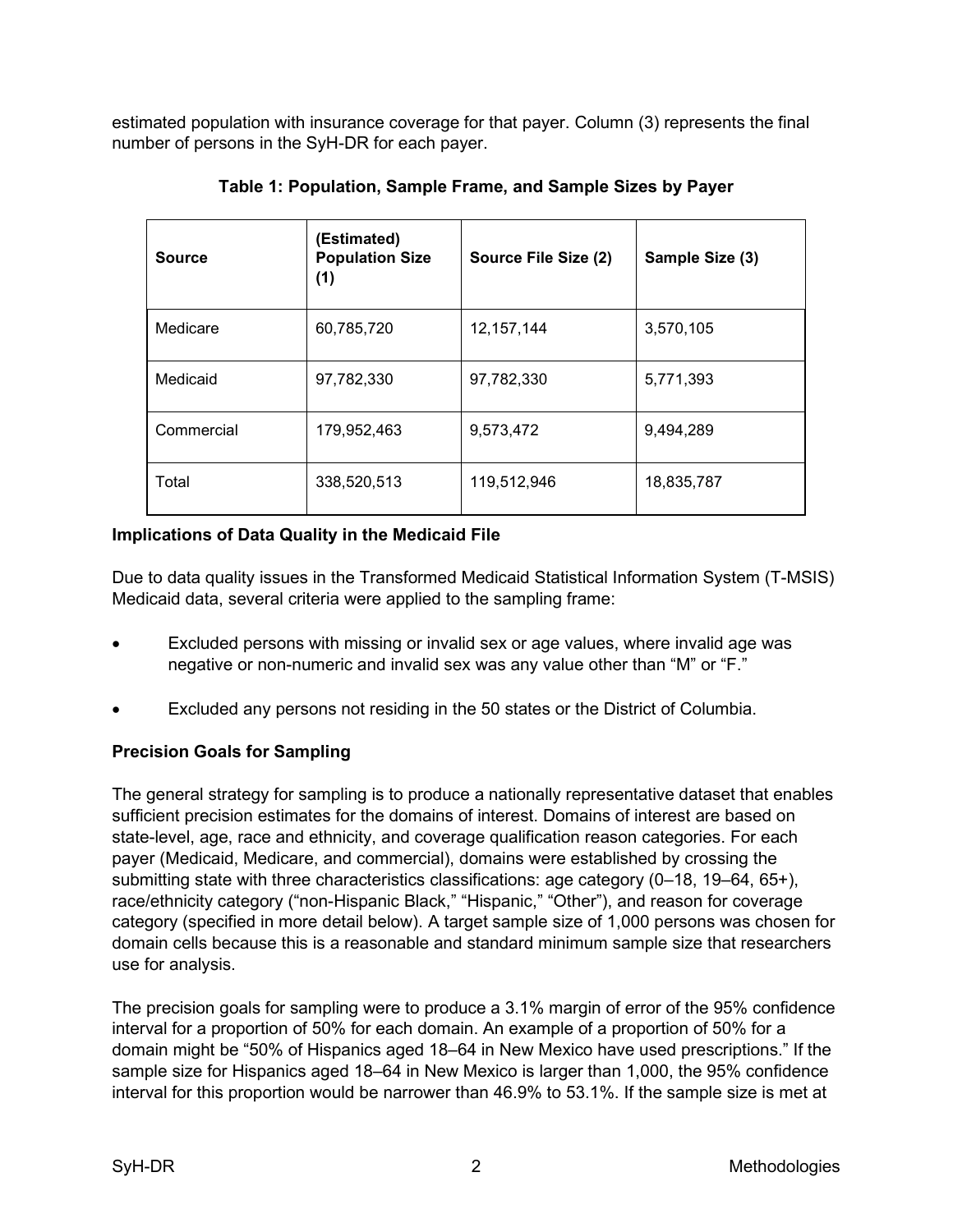estimated population with insurance coverage for that payer. Column (3) represents the final number of persons in the SyH-DR for each payer.

**Table 1: Population, Sample Frame, and Sample Sizes by Payer**

| Source | (Estimated) Population Size (1) | Source File Size (2) | Sample Size (3) |
|---|---|---|---|
| Medicare | 60,785,720 | 12,157,144 | 3,570,105 |
| Medicaid | 97,782,330 | 97,782,330 | 5,771,393 |
| Commercial | 179,952,463 | 9,573,472 | 9,494,289 |
| Total | 338,520,513 | 119,512,946 | 18,835,787 |

### Implications of Data Quality in the Medicaid File

Due to data quality issues in the Transformed Medicaid Statistical Information System (T-MSIS) Medicaid data, several criteria were applied to the sampling frame:

- Excluded persons with missing or invalid sex or age values, where invalid age was negative or non-numeric and invalid sex was any value other than "M" or "F."
- Excluded any persons not residing in the 50 states or the District of Columbia.

### Precision Goals for Sampling

The general strategy for sampling is to produce a nationally representative dataset that enables sufficient precision estimates for the domains of interest. Domains of interest are based on state-level, age, race and ethnicity, and coverage qualification reason categories. For each payer (Medicaid, Medicare, and commercial), domains were established by crossing the submitting state with three characteristics classifications: age category (0–18, 19–64, 65+), race/ethnicity category ("non-Hispanic Black," "Hispanic," "Other"), and reason for coverage category (specified in more detail below). A target sample size of 1,000 persons was chosen for domain cells because this is a reasonable and standard minimum sample size that researchers use for analysis.

The precision goals for sampling were to produce a 3.1% margin of error of the 95% confidence interval for a proportion of 50% for each domain. An example of a proportion of 50% for a domain might be "50% of Hispanics aged 18–64 in New Mexico have used prescriptions." If the sample size for Hispanics aged 18–64 in New Mexico is larger than 1,000, the 95% confidence interval for this proportion would be narrower than 46.9% to 53.1%. If the sample size is met at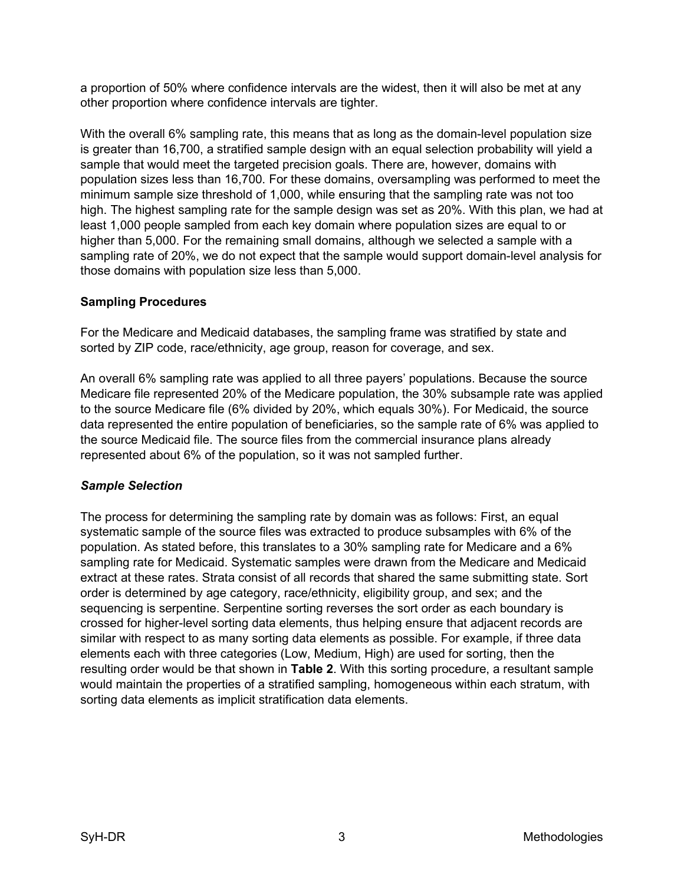a proportion of 50% where confidence intervals are the widest, then it will also be met at any other proportion where confidence intervals are tighter.

With the overall 6% sampling rate, this means that as long as the domain-level population size is greater than 16,700, a stratified sample design with an equal selection probability will yield a sample that would meet the targeted precision goals. There are, however, domains with population sizes less than 16,700. For these domains, oversampling was performed to meet the minimum sample size threshold of 1,000, while ensuring that the sampling rate was not too high. The highest sampling rate for the sample design was set as 20%. With this plan, we had at least 1,000 people sampled from each key domain where population sizes are equal to or higher than 5,000. For the remaining small domains, although we selected a sample with a sampling rate of 20%, we do not expect that the sample would support domain-level analysis for those domains with population size less than 5,000.

### Sampling Procedures

For the Medicare and Medicaid databases, the sampling frame was stratified by state and sorted by ZIP code, race/ethnicity, age group, reason for coverage, and sex.

An overall 6% sampling rate was applied to all three payers' populations. Because the source Medicare file represented 20% of the Medicare population, the 30% subsample rate was applied to the source Medicare file (6% divided by 20%, which equals 30%). For Medicaid, the source data represented the entire population of beneficiaries, so the sample rate of 6% was applied to the source Medicaid file. The source files from the commercial insurance plans already represented about 6% of the population, so it was not sampled further.

#### *Sample Selection*

The process for determining the sampling rate by domain was as follows: First, an equal systematic sample of the source files was extracted to produce subsamples with 6% of the population. As stated before, this translates to a 30% sampling rate for Medicare and a 6% sampling rate for Medicaid. Systematic samples were drawn from the Medicare and Medicaid extract at these rates. Strata consist of all records that shared the same submitting state. Sort order is determined by age category, race/ethnicity, eligibility group, and sex; and the sequencing is serpentine. Serpentine sorting reverses the sort order as each boundary is crossed for higher-level sorting data elements, thus helping ensure that adjacent records are similar with respect to as many sorting data elements as possible. For example, if three data elements each with three categories (Low, Medium, High) are used for sorting, then the resulting order would be that shown in **Table 2**. With this sorting procedure, a resultant sample would maintain the properties of a stratified sampling, homogeneous within each stratum, with sorting data elements as implicit stratification data elements.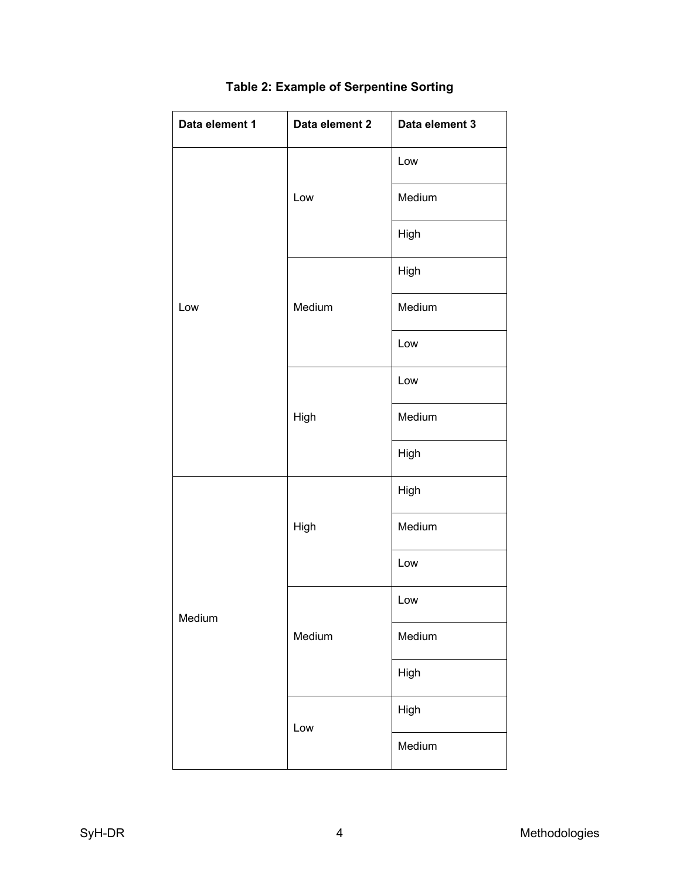**Table 2: Example of Serpentine Sorting**

| Data element 1 | Data element 2 | Data element 3 |
|---|---|---|
| Low | Low | Low |
| | | Medium |
| | | High |
| | Medium | High |
| | | Medium |
| | | Low |
| | High | Low |
| | | Medium |
| | | High |
| Medium | High | High |
| | | Medium |
| | | Low |
| | Medium | Low |
| | | Medium |
| | | High |
| | Low | High |
| | | Medium |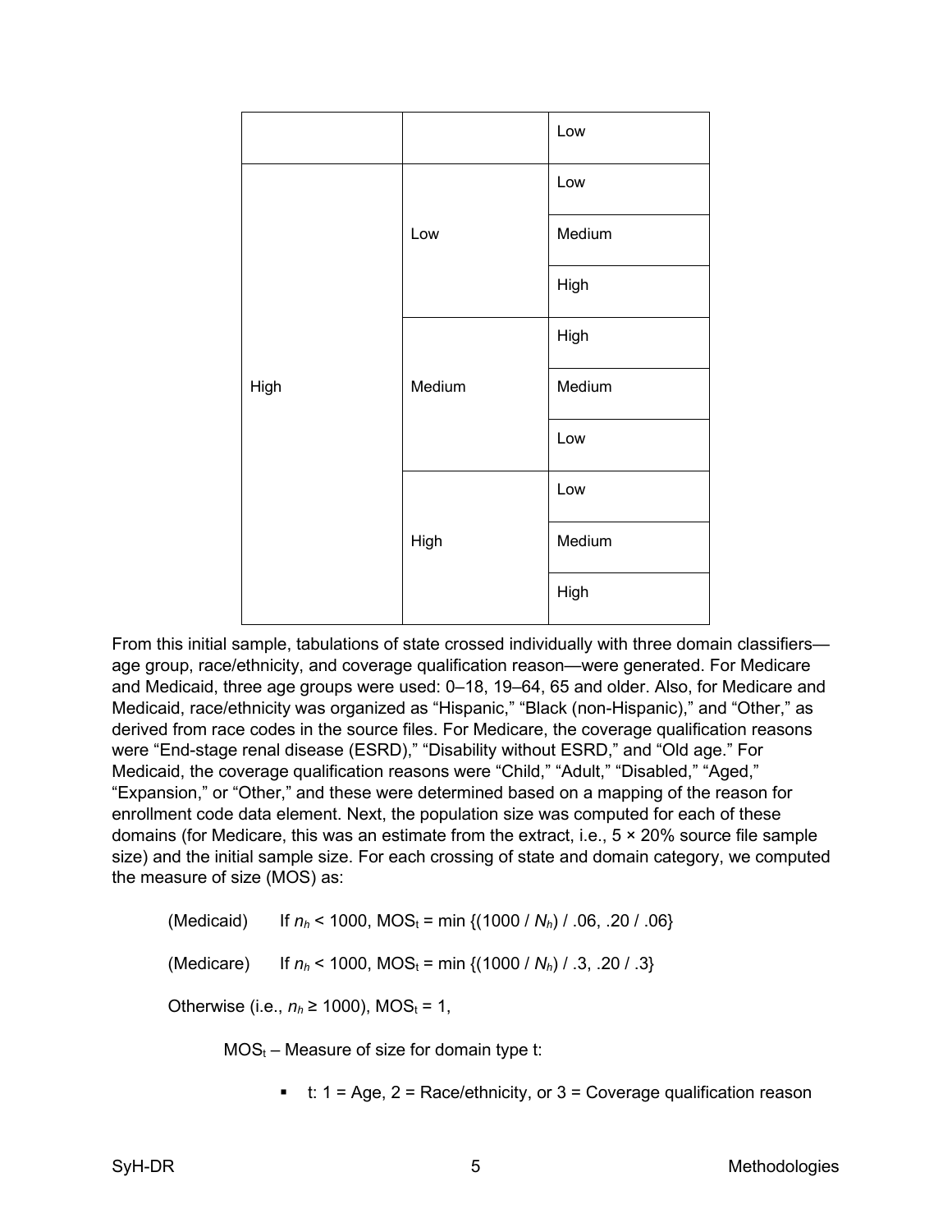| | | |
|---|---|---|
| | | Low |
| High | Low | Low |
| | | Medium |
| | | High |
| | Medium | High |
| | | Medium |
| | | Low |
| | High | Low |
| | | Medium |
| | | High |

From this initial sample, tabulations of state crossed individually with three domain classifiers—age group, race/ethnicity, and coverage qualification reason—were generated. For Medicare and Medicaid, three age groups were used: 0–18, 19–64, 65 and older. Also, for Medicare and Medicaid, race/ethnicity was organized as “Hispanic,” “Black (non-Hispanic),” and “Other,” as derived from race codes in the source files. For Medicare, the coverage qualification reasons were “End-stage renal disease (ESRD),” “Disability without ESRD,” and “Old age.” For Medicaid, the coverage qualification reasons were “Child,” “Adult,” “Disabled,” “Aged,” “Expansion,” or “Other,” and these were determined based on a mapping of the reason for enrollment code data element. Next, the population size was computed for each of these domains (for Medicare, this was an estimate from the extract, i.e., 5 × 20% source file sample size) and the initial sample size. For each crossing of state and domain category, we computed the measure of size (MOS) as:

(Medicaid) If $n_h < 1000$, $MOS_t = \min \{(1000 / N_h) / .06, .20 / .06\}$

(Medicare) If $n_h < 1000$, $MOS_t = \min \{(1000 / N_h) / .3, .20 / .3\}$

Otherwise (i.e., $n_h \geq 1000$), $MOS_t = 1$,

$MOS_t$ – Measure of size for domain type t:

- t: 1 = Age, 2 = Race/ethnicity, or 3 = Coverage qualification reason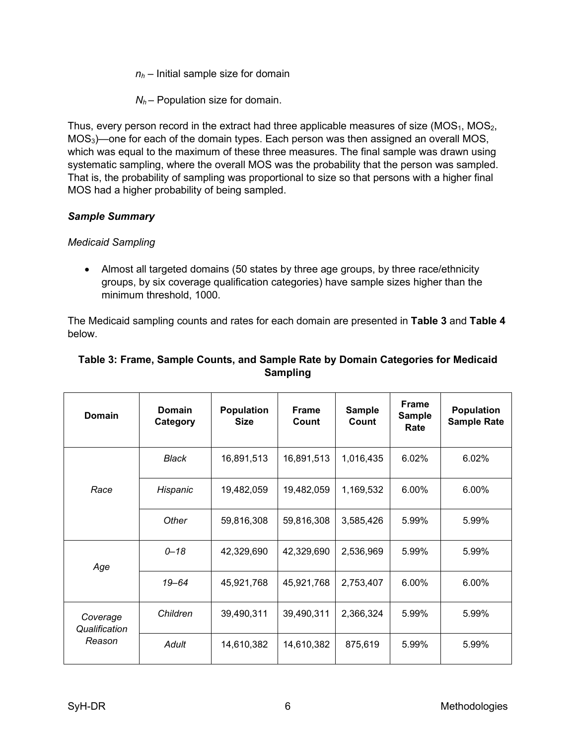$n_h$ – Initial sample size for domain

$N_h$ – Population size for domain.

Thus, every person record in the extract had three applicable measures of size ($MOS_1$, $MOS_2$, $MOS_3$)—one for each of the domain types. Each person was then assigned an overall MOS, which was equal to the maximum of these three measures. The final sample was drawn using systematic sampling, where the overall MOS was the probability that the person was sampled. That is, the probability of sampling was proportional to size so that persons with a higher final MOS had a higher probability of being sampled.

***Sample Summary***

*Medicaid Sampling*

- Almost all targeted domains (50 states by three age groups, by three race/ethnicity groups, by six coverage qualification categories) have sample sizes higher than the minimum threshold, 1000.

The Medicaid sampling counts and rates for each domain are presented in **Table 3** and **Table 4** below.

**Table 3: Frame, Sample Counts, and Sample Rate by Domain Categories for Medicaid Sampling**

| Domain | Domain Category | Population Size | Frame Count | Sample Count | Frame Sample Rate | Population Sample Rate |
|---|---|---|---|---|---|---|
| *Race* | *Black* | 16,891,513 | 16,891,513 | 1,016,435 | 6.02% | 6.02% |
| | *Hispanic* | 19,482,059 | 19,482,059 | 1,169,532 | 6.00% | 6.00% |
| | *Other* | 59,816,308 | 59,816,308 | 3,585,426 | 5.99% | 5.99% |
| *Age* | *0–18* | 42,329,690 | 42,329,690 | 2,536,969 | 5.99% | 5.99% |
| | *19–64* | 45,921,768 | 45,921,768 | 2,753,407 | 6.00% | 6.00% |
| *Coverage Qualification Reason* | *Children* | 39,490,311 | 39,490,311 | 2,366,324 | 5.99% | 5.99% |
| | *Adult* | 14,610,382 | 14,610,382 | 875,619 | 5.99% | 5.99% |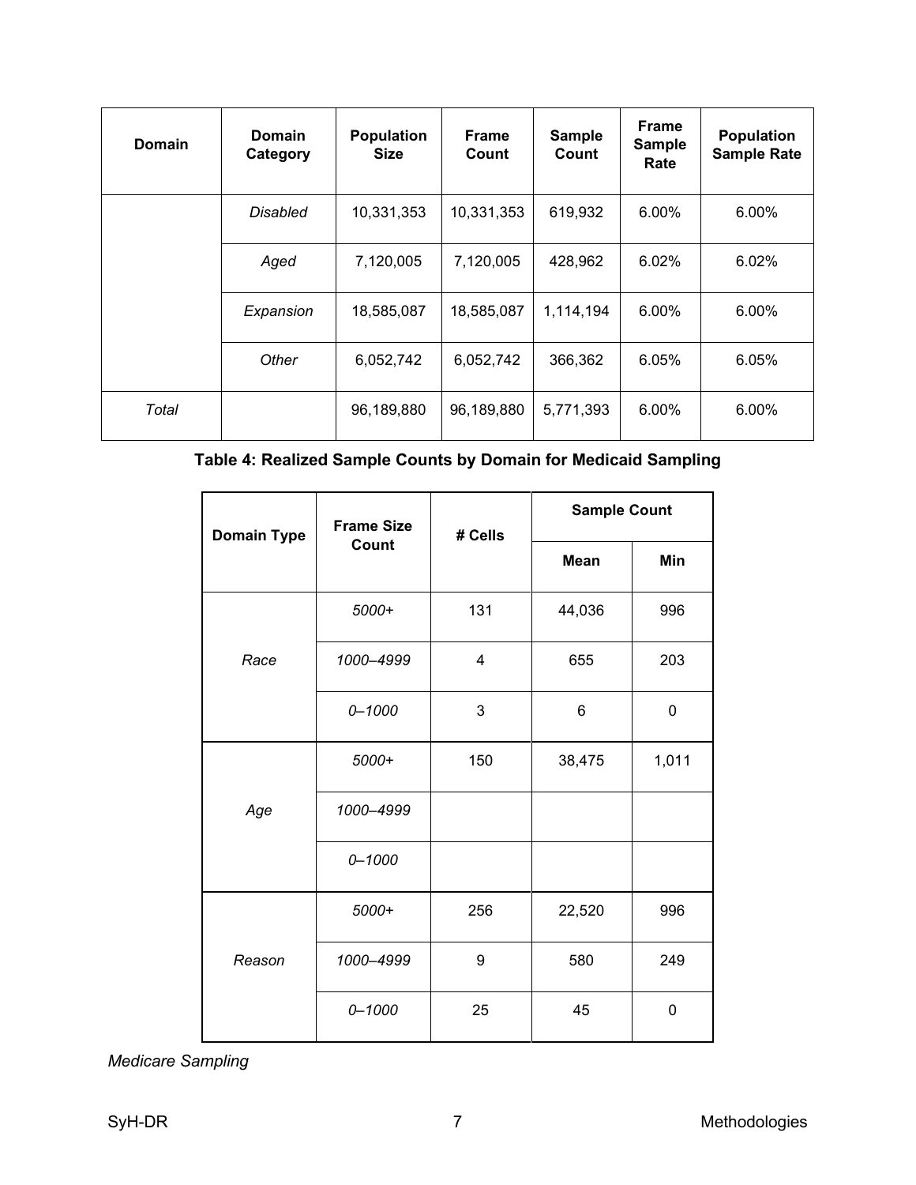| Domain | Domain Category | Population Size | Frame Count | Sample Count | Frame Sample Rate | Population Sample Rate |
|---|---|---|---|---|---|---|
| | *Disabled* | 10,331,353 | 10,331,353 | 619,932 | 6.00% | 6.00% |
| | *Aged* | 7,120,005 | 7,120,005 | 428,962 | 6.02% | 6.02% |
| | *Expansion* | 18,585,087 | 18,585,087 | 1,114,194 | 6.00% | 6.00% |
| | *Other* | 6,052,742 | 6,052,742 | 366,362 | 6.05% | 6.05% |
| *Total* | | 96,189,880 | 96,189,880 | 5,771,393 | 6.00% | 6.00% |

**Table 4: Realized Sample Counts by Domain for Medicaid Sampling**

| Domain Type | Frame Size Count | # Cells | Sample Count | |
|---|---|---|---|---|
| | | | **Mean** | **Min** |
| *Race* | *5000+* | 131 | 44,036 | 996 |
| | *1000–4999* | 4 | 655 | 203 |
| | *0–1000* | 3 | 6 | 0 |
| *Age* | *5000+* | 150 | 38,475 | 1,011 |
| | *1000–4999* | | | |
| | *0–1000* | | | |
| *Reason* | *5000+* | 256 | 22,520 | 996 |
| | *1000–4999* | 9 | 580 | 249 |
| | *0–1000* | 25 | 45 | 0 |

*Medicare Sampling*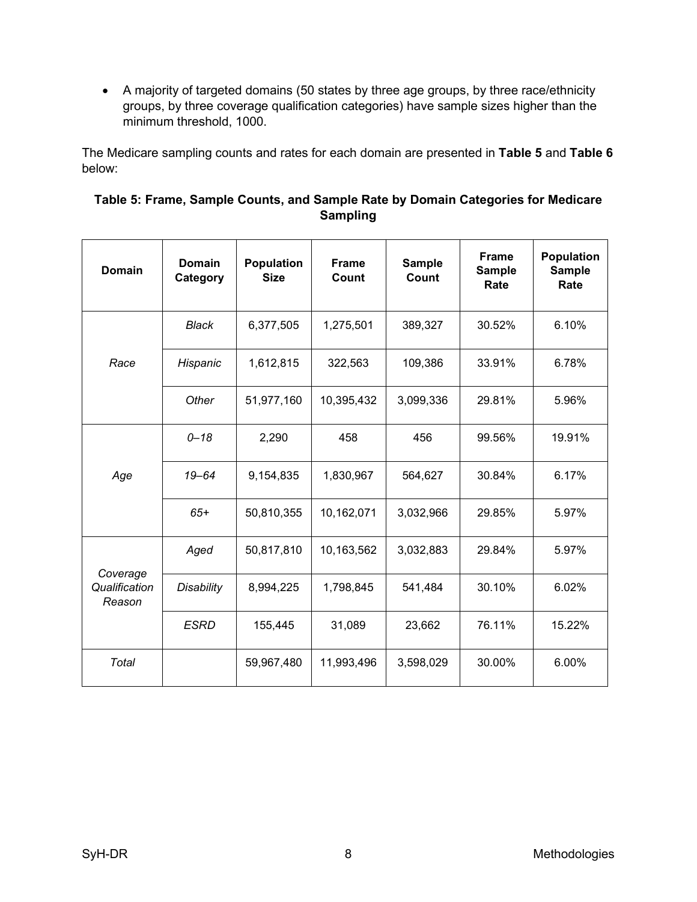- A majority of targeted domains (50 states by three age groups, by three race/ethnicity groups, by three coverage qualification categories) have sample sizes higher than the minimum threshold, 1000.

The Medicare sampling counts and rates for each domain are presented in **Table 5** and **Table 6** below:

**Table 5: Frame, Sample Counts, and Sample Rate by Domain Categories for Medicare Sampling**

| Domain | Domain Category | Population Size | Frame Count | Sample Count | Frame Sample Rate | Population Sample Rate |
|---|---|---|---|---|---|---|
| *Race* | *Black* | 6,377,505 | 1,275,501 | 389,327 | 30.52% | 6.10% |
| | *Hispanic* | 1,612,815 | 322,563 | 109,386 | 33.91% | 6.78% |
| | *Other* | 51,977,160 | 10,395,432 | 3,099,336 | 29.81% | 5.96% |
| *Age* | *0–18* | 2,290 | 458 | 456 | 99.56% | 19.91% |
| | *19–64* | 9,154,835 | 1,830,967 | 564,627 | 30.84% | 6.17% |
| | *65+* | 50,810,355 | 10,162,071 | 3,032,966 | 29.85% | 5.97% |
| *Coverage Qualification Reason* | *Aged* | 50,817,810 | 10,163,562 | 3,032,883 | 29.84% | 5.97% |
| | *Disability* | 8,994,225 | 1,798,845 | 541,484 | 30.10% | 6.02% |
| | *ESRD* | 155,445 | 31,089 | 23,662 | 76.11% | 15.22% |
| *Total* | | 59,967,480 | 11,993,496 | 3,598,029 | 30.00% | 6.00% |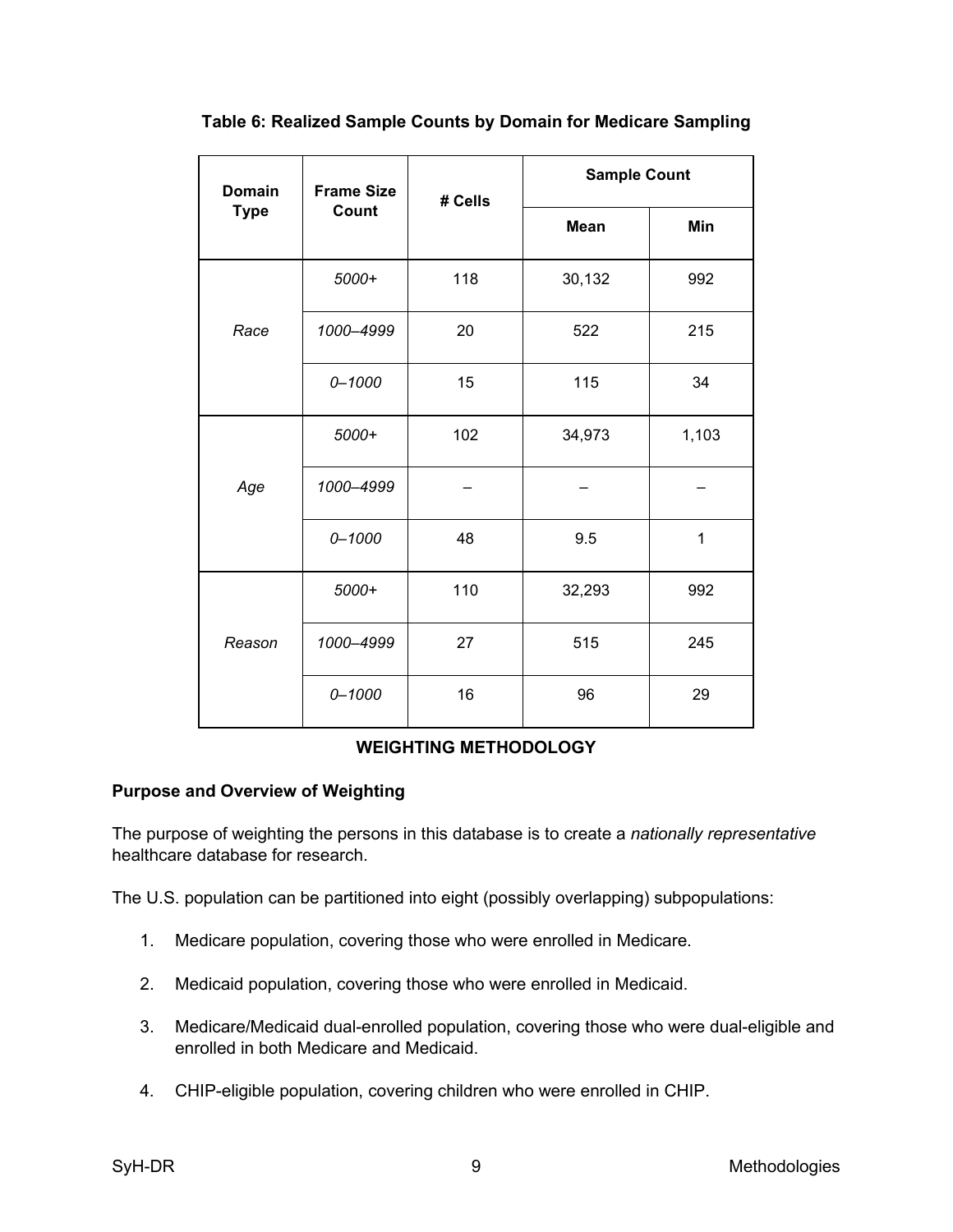**Table 6: Realized Sample Counts by Domain for Medicare Sampling**

| Domain Type | Frame Size Count | # Cells | Sample Count | |
|---|---|---|---|---|
| | | | Mean | Min |
| *Race* | *5000+* | 118 | 30,132 | 992 |
| | *1000–4999* | 20 | 522 | 215 |
| | *0–1000* | 15 | 115 | 34 |
| *Age* | *5000+* | 102 | 34,973 | 1,103 |
| | *1000–4999* | – | – | – |
| | *0–1000* | 48 | 9.5 | 1 |
| *Reason* | *5000+* | 110 | 32,293 | 992 |
| | *1000–4999* | 27 | 515 | 245 |
| | *0–1000* | 16 | 96 | 29 |

## WEIGHTING METHODOLOGY

### Purpose and Overview of Weighting

The purpose of weighting the persons in this database is to create a *nationally representative* healthcare database for research.

The U.S. population can be partitioned into eight (possibly overlapping) subpopulations:

1. Medicare population, covering those who were enrolled in Medicare.
2. Medicaid population, covering those who were enrolled in Medicaid.
3. Medicare/Medicaid dual-enrolled population, covering those who were dual-eligible and enrolled in both Medicare and Medicaid.
4. CHIP-eligible population, covering children who were enrolled in CHIP.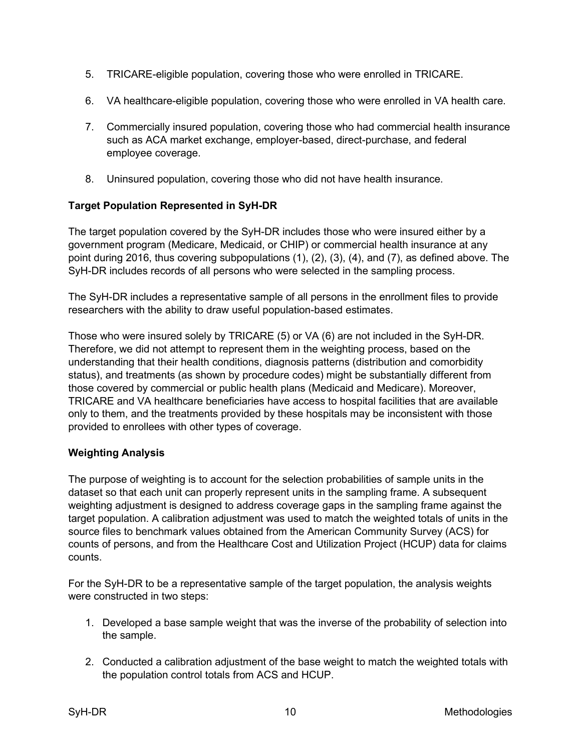5. TRICARE-eligible population, covering those who were enrolled in TRICARE.

6. VA healthcare-eligible population, covering those who were enrolled in VA health care.

7. Commercially insured population, covering those who had commercial health insurance such as ACA market exchange, employer-based, direct-purchase, and federal employee coverage.

8. Uninsured population, covering those who did not have health insurance.

**Target Population Represented in SyH-DR**

The target population covered by the SyH-DR includes those who were insured either by a government program (Medicare, Medicaid, or CHIP) or commercial health insurance at any point during 2016, thus covering subpopulations (1), (2), (3), (4), and (7), as defined above. The SyH-DR includes records of all persons who were selected in the sampling process.

The SyH-DR includes a representative sample of all persons in the enrollment files to provide researchers with the ability to draw useful population-based estimates.

Those who were insured solely by TRICARE (5) or VA (6) are not included in the SyH-DR. Therefore, we did not attempt to represent them in the weighting process, based on the understanding that their health conditions, diagnosis patterns (distribution and comorbidity status), and treatments (as shown by procedure codes) might be substantially different from those covered by commercial or public health plans (Medicaid and Medicare). Moreover, TRICARE and VA healthcare beneficiaries have access to hospital facilities that are available only to them, and the treatments provided by these hospitals may be inconsistent with those provided to enrollees with other types of coverage.

**Weighting Analysis**

The purpose of weighting is to account for the selection probabilities of sample units in the dataset so that each unit can properly represent units in the sampling frame. A subsequent weighting adjustment is designed to address coverage gaps in the sampling frame against the target population. A calibration adjustment was used to match the weighted totals of units in the source files to benchmark values obtained from the American Community Survey (ACS) for counts of persons, and from the Healthcare Cost and Utilization Project (HCUP) data for claims counts.

For the SyH-DR to be a representative sample of the target population, the analysis weights were constructed in two steps:

1. Developed a base sample weight that was the inverse of the probability of selection into the sample.

2. Conducted a calibration adjustment of the base weight to match the weighted totals with the population control totals from ACS and HCUP.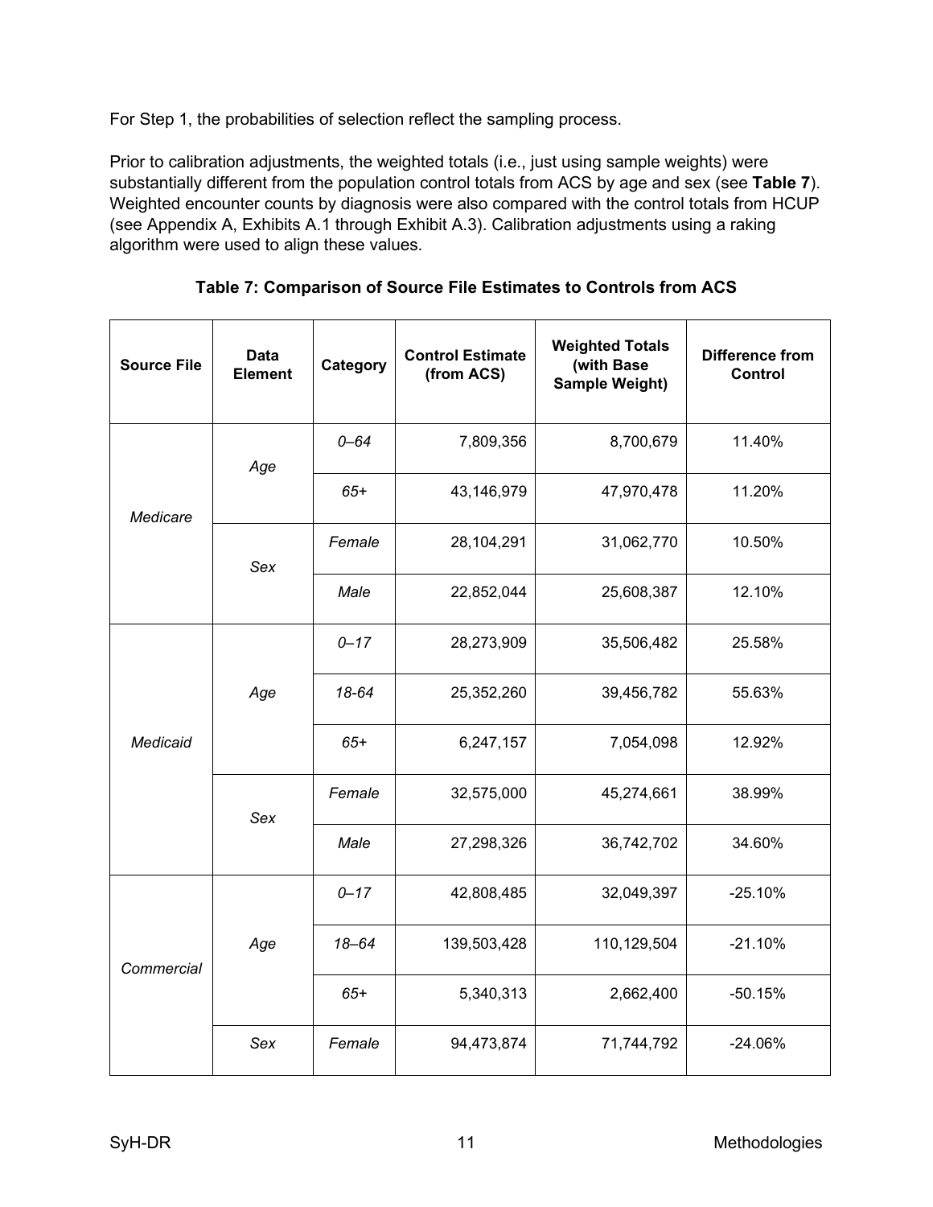For Step 1, the probabilities of selection reflect the sampling process.

Prior to calibration adjustments, the weighted totals (i.e., just using sample weights) were substantially different from the population control totals from ACS by age and sex (see **Table 7**). Weighted encounter counts by diagnosis were also compared with the control totals from HCUP (see Appendix A, Exhibits A.1 through Exhibit A.3). Calibration adjustments using a raking algorithm were used to align these values.

**Table 7: Comparison of Source File Estimates to Controls from ACS**

| Source File | Data Element | Category | Control Estimate (from ACS) | Weighted Totals (with Base Sample Weight) | Difference from Control |
|---|---|---|---|---|---|
| *Medicare* | *Age* | *0–64* | 7,809,356 | 8,700,679 | 11.40% |
| | | *65+* | 43,146,979 | 47,970,478 | 11.20% |
| | *Sex* | *Female* | 28,104,291 | 31,062,770 | 10.50% |
| | | *Male* | 22,852,044 | 25,608,387 | 12.10% |
| *Medicaid* | *Age* | *0–17* | 28,273,909 | 35,506,482 | 25.58% |
| | | *18-64* | 25,352,260 | 39,456,782 | 55.63% |
| | | *65+* | 6,247,157 | 7,054,098 | 12.92% |
| | *Sex* | *Female* | 32,575,000 | 45,274,661 | 38.99% |
| | | *Male* | 27,298,326 | 36,742,702 | 34.60% |
| *Commercial* | *Age* | *0–17* | 42,808,485 | 32,049,397 | -25.10% |
| | | *18–64* | 139,503,428 | 110,129,504 | -21.10% |
| | | *65+* | 5,340,313 | 2,662,400 | -50.15% |
| | *Sex* | *Female* | 94,473,874 | 71,744,792 | -24.06% |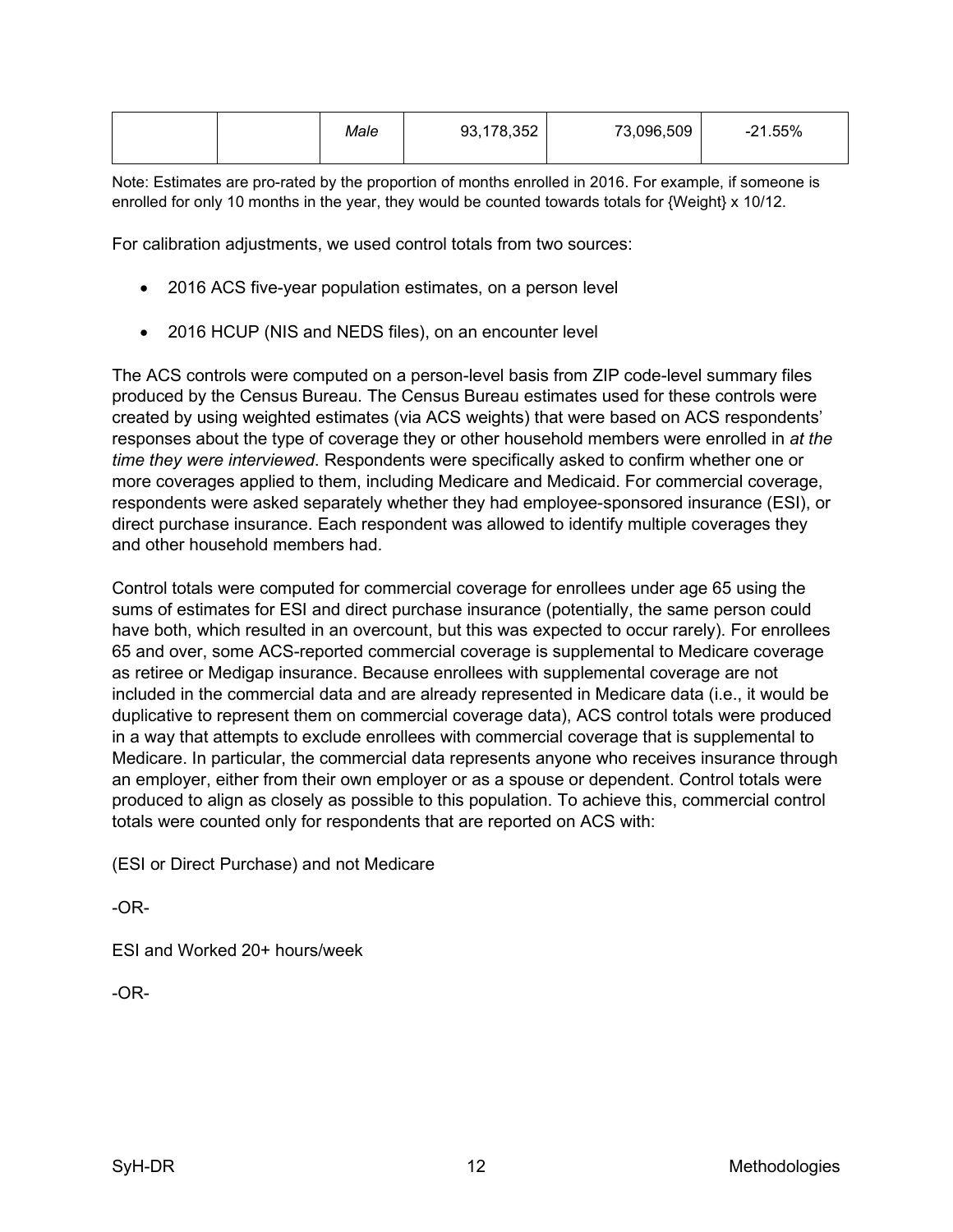|  |  | *Male* | 93,178,352 | 73,096,509 | -21.55% |
| --- | --- | --- | --- | --- | --- |

Note: Estimates are pro-rated by the proportion of months enrolled in 2016. For example, if someone is enrolled for only 10 months in the year, they would be counted towards totals for {Weight} x 10/12.

For calibration adjustments, we used control totals from two sources:

- 2016 ACS five-year population estimates, on a person level
- 2016 HCUP (NIS and NEDS files), on an encounter level

The ACS controls were computed on a person-level basis from ZIP code-level summary files produced by the Census Bureau. The Census Bureau estimates used for these controls were created by using weighted estimates (via ACS weights) that were based on ACS respondents' responses about the type of coverage they or other household members were enrolled in *at the time they were interviewed*. Respondents were specifically asked to confirm whether one or more coverages applied to them, including Medicare and Medicaid. For commercial coverage, respondents were asked separately whether they had employee-sponsored insurance (ESI), or direct purchase insurance. Each respondent was allowed to identify multiple coverages they and other household members had.

Control totals were computed for commercial coverage for enrollees under age 65 using the sums of estimates for ESI and direct purchase insurance (potentially, the same person could have both, which resulted in an overcount, but this was expected to occur rarely). For enrollees 65 and over, some ACS-reported commercial coverage is supplemental to Medicare coverage as retiree or Medigap insurance. Because enrollees with supplemental coverage are not included in the commercial data and are already represented in Medicare data (i.e., it would be duplicative to represent them on commercial coverage data), ACS control totals were produced in a way that attempts to exclude enrollees with commercial coverage that is supplemental to Medicare. In particular, the commercial data represents anyone who receives insurance through an employer, either from their own employer or as a spouse or dependent. Control totals were produced to align as closely as possible to this population. To achieve this, commercial control totals were counted only for respondents that are reported on ACS with:

(ESI or Direct Purchase) and not Medicare

-OR-

ESI and Worked 20+ hours/week

-OR-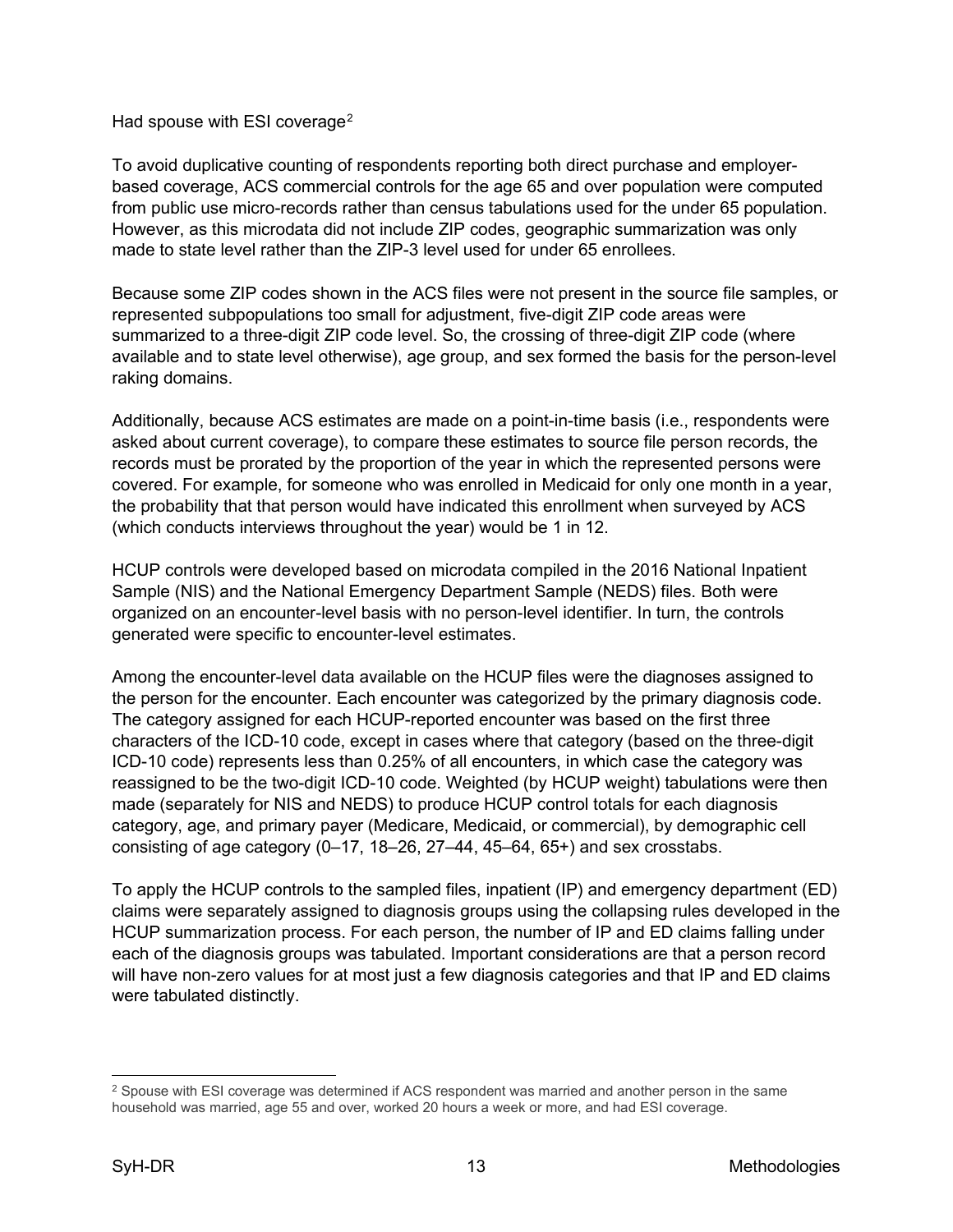Had spouse with ESI coverage[2]

To avoid duplicative counting of respondents reporting both direct purchase and employer-based coverage, ACS commercial controls for the age 65 and over population were computed from public use micro-records rather than census tabulations used for the under 65 population. However, as this microdata did not include ZIP codes, geographic summarization was only made to state level rather than the ZIP-3 level used for under 65 enrollees.

Because some ZIP codes shown in the ACS files were not present in the source file samples, or represented subpopulations too small for adjustment, five-digit ZIP code areas were summarized to a three-digit ZIP code level. So, the crossing of three-digit ZIP code (where available and to state level otherwise), age group, and sex formed the basis for the person-level raking domains.

Additionally, because ACS estimates are made on a point-in-time basis (i.e., respondents were asked about current coverage), to compare these estimates to source file person records, the records must be prorated by the proportion of the year in which the represented persons were covered. For example, for someone who was enrolled in Medicaid for only one month in a year, the probability that that person would have indicated this enrollment when surveyed by ACS (which conducts interviews throughout the year) would be 1 in 12.

HCUP controls were developed based on microdata compiled in the 2016 National Inpatient Sample (NIS) and the National Emergency Department Sample (NEDS) files. Both were organized on an encounter-level basis with no person-level identifier. In turn, the controls generated were specific to encounter-level estimates.

Among the encounter-level data available on the HCUP files were the diagnoses assigned to the person for the encounter. Each encounter was categorized by the primary diagnosis code. The category assigned for each HCUP-reported encounter was based on the first three characters of the ICD-10 code, except in cases where that category (based on the three-digit ICD-10 code) represents less than 0.25% of all encounters, in which case the category was reassigned to be the two-digit ICD-10 code. Weighted (by HCUP weight) tabulations were then made (separately for NIS and NEDS) to produce HCUP control totals for each diagnosis category, age, and primary payer (Medicare, Medicaid, or commercial), by demographic cell consisting of age category (0–17, 18–26, 27–44, 45–64, 65+) and sex crosstabs.

To apply the HCUP controls to the sampled files, inpatient (IP) and emergency department (ED) claims were separately assigned to diagnosis groups using the collapsing rules developed in the HCUP summarization process. For each person, the number of IP and ED claims falling under each of the diagnosis groups was tabulated. Important considerations are that a person record will have non-zero values for at most just a few diagnosis categories and that IP and ED claims were tabulated distinctly.

---

[2] Spouse with ESI coverage was determined if ACS respondent was married and another person in the same household was married, age 55 and over, worked 20 hours a week or more, and had ESI coverage.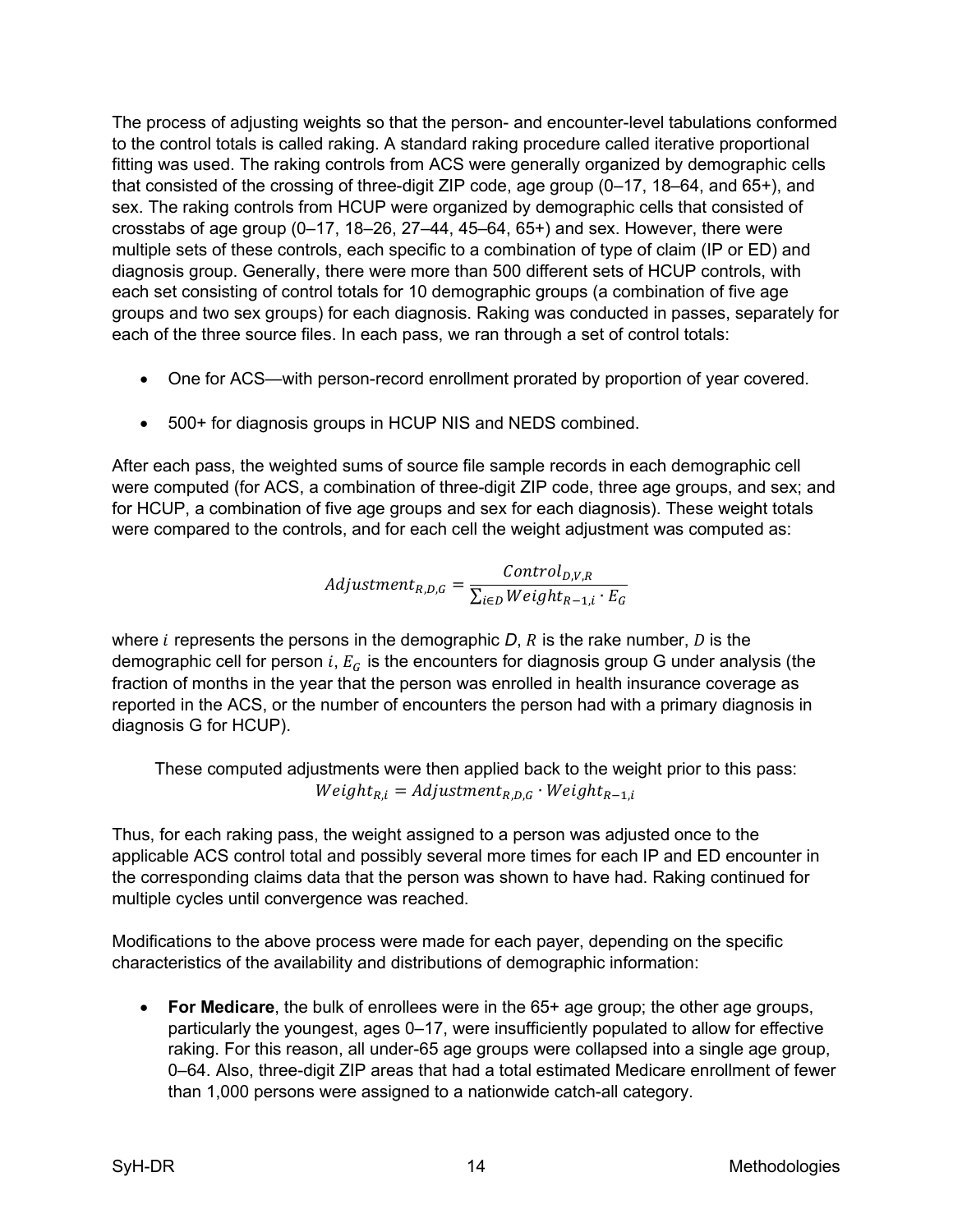The process of adjusting weights so that the person- and encounter-level tabulations conformed to the control totals is called raking. A standard raking procedure called iterative proportional fitting was used. The raking controls from ACS were generally organized by demographic cells that consisted of the crossing of three-digit ZIP code, age group (0–17, 18–64, and 65+), and sex. The raking controls from HCUP were organized by demographic cells that consisted of crosstabs of age group (0–17, 18–26, 27–44, 45–64, 65+) and sex. However, there were multiple sets of these controls, each specific to a combination of type of claim (IP or ED) and diagnosis group. Generally, there were more than 500 different sets of HCUP controls, with each set consisting of control totals for 10 demographic groups (a combination of five age groups and two sex groups) for each diagnosis. Raking was conducted in passes, separately for each of the three source files. In each pass, we ran through a set of control totals:

- One for ACS—with person-record enrollment prorated by proportion of year covered.
- 500+ for diagnosis groups in HCUP NIS and NEDS combined.

After each pass, the weighted sums of source file sample records in each demographic cell were computed (for ACS, a combination of three-digit ZIP code, three age groups, and sex; and for HCUP, a combination of five age groups and sex for each diagnosis). These weight totals were compared to the controls, and for each cell the weight adjustment was computed as:

$$Adjustment_{R,D,G} = \frac{Control_{D,V,R}}{\sum_{i \in D} Weight_{R-1,i} \cdot E_G}$$

where $i$ represents the persons in the demographic *D*, $R$ is the rake number, $D$ is the demographic cell for person $i$, $E_G$ is the encounters for diagnosis group G under analysis (the fraction of months in the year that the person was enrolled in health insurance coverage as reported in the ACS, or the number of encounters the person had with a primary diagnosis in diagnosis G for HCUP).

These computed adjustments were then applied back to the weight prior to this pass:

$$Weight_{R,i} = Adjustment_{R,D,G} \cdot Weight_{R-1,i}$$

Thus, for each raking pass, the weight assigned to a person was adjusted once to the applicable ACS control total and possibly several more times for each IP and ED encounter in the corresponding claims data that the person was shown to have had. Raking continued for multiple cycles until convergence was reached.

Modifications to the above process were made for each payer, depending on the specific characteristics of the availability and distributions of demographic information:

- **For Medicare**, the bulk of enrollees were in the 65+ age group; the other age groups, particularly the youngest, ages 0–17, were insufficiently populated to allow for effective raking. For this reason, all under-65 age groups were collapsed into a single age group, 0–64. Also, three-digit ZIP areas that had a total estimated Medicare enrollment of fewer than 1,000 persons were assigned to a nationwide catch-all category.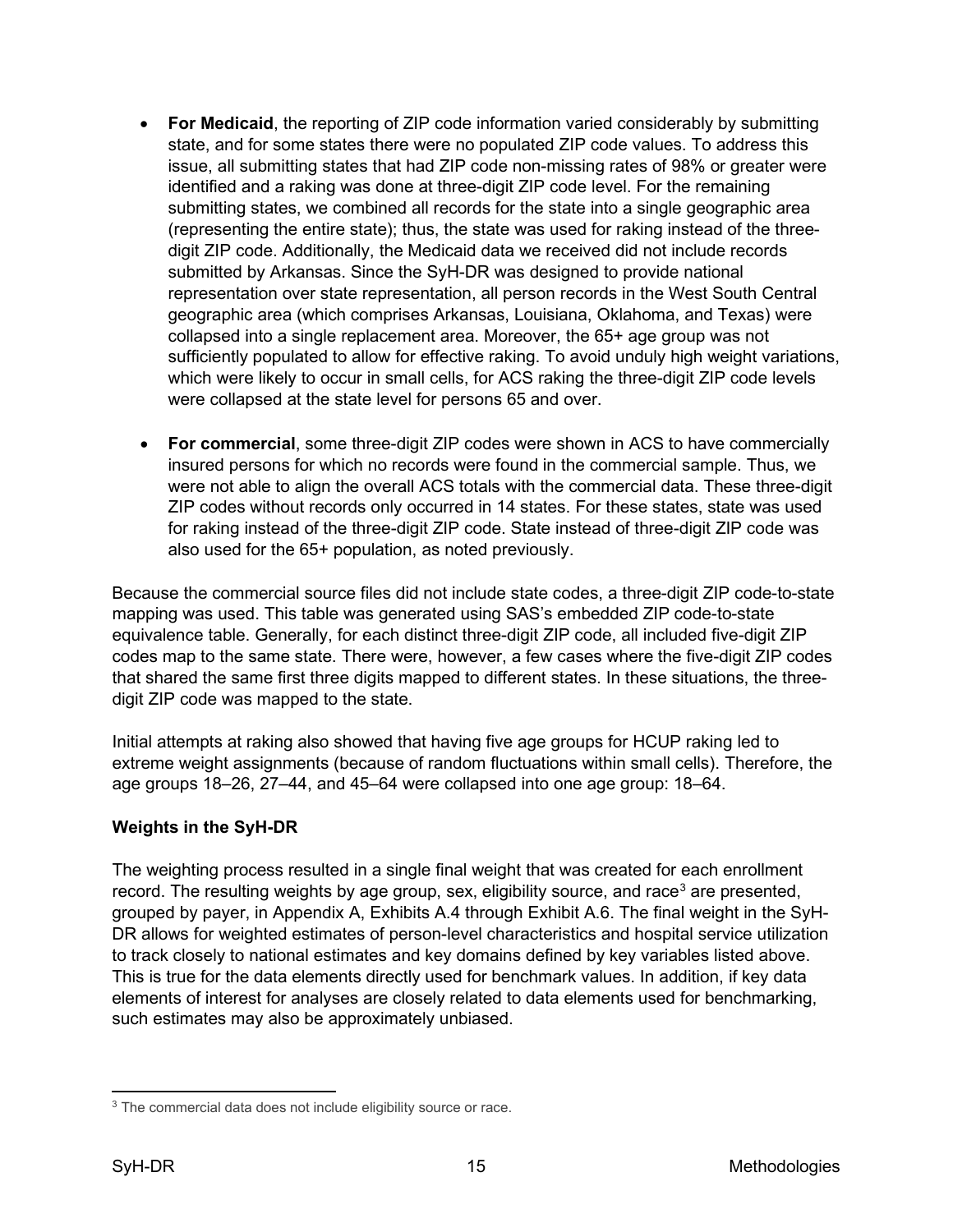- **For Medicaid**, the reporting of ZIP code information varied considerably by submitting state, and for some states there were no populated ZIP code values. To address this issue, all submitting states that had ZIP code non-missing rates of 98% or greater were identified and a raking was done at three-digit ZIP code level. For the remaining submitting states, we combined all records for the state into a single geographic area (representing the entire state); thus, the state was used for raking instead of the three-digit ZIP code. Additionally, the Medicaid data we received did not include records submitted by Arkansas. Since the SyH-DR was designed to provide national representation over state representation, all person records in the West South Central geographic area (which comprises Arkansas, Louisiana, Oklahoma, and Texas) were collapsed into a single replacement area. Moreover, the 65+ age group was not sufficiently populated to allow for effective raking. To avoid unduly high weight variations, which were likely to occur in small cells, for ACS raking the three-digit ZIP code levels were collapsed at the state level for persons 65 and over.

- **For commercial**, some three-digit ZIP codes were shown in ACS to have commercially insured persons for which no records were found in the commercial sample. Thus, we were not able to align the overall ACS totals with the commercial data. These three-digit ZIP codes without records only occurred in 14 states. For these states, state was used for raking instead of the three-digit ZIP code. State instead of three-digit ZIP code was also used for the 65+ population, as noted previously.

Because the commercial source files did not include state codes, a three-digit ZIP code-to-state mapping was used. This table was generated using SAS's embedded ZIP code-to-state equivalence table. Generally, for each distinct three-digit ZIP code, all included five-digit ZIP codes map to the same state. There were, however, a few cases where the five-digit ZIP codes that shared the same first three digits mapped to different states. In these situations, the three-digit ZIP code was mapped to the state.

Initial attempts at raking also showed that having five age groups for HCUP raking led to extreme weight assignments (because of random fluctuations within small cells). Therefore, the age groups 18–26, 27–44, and 45–64 were collapsed into one age group: 18–64.

### Weights in the SyH-DR

The weighting process resulted in a single final weight that was created for each enrollment record. The resulting weights by age group, sex, eligibility source, and race[3] are presented, grouped by payer, in Appendix A, Exhibits A.4 through Exhibit A.6. The final weight in the SyH-DR allows for weighted estimates of person-level characteristics and hospital service utilization to track closely to national estimates and key domains defined by key variables listed above. This is true for the data elements directly used for benchmark values. In addition, if key data elements of interest for analyses are closely related to data elements used for benchmarking, such estimates may also be approximately unbiased.

[3] The commercial data does not include eligibility source or race.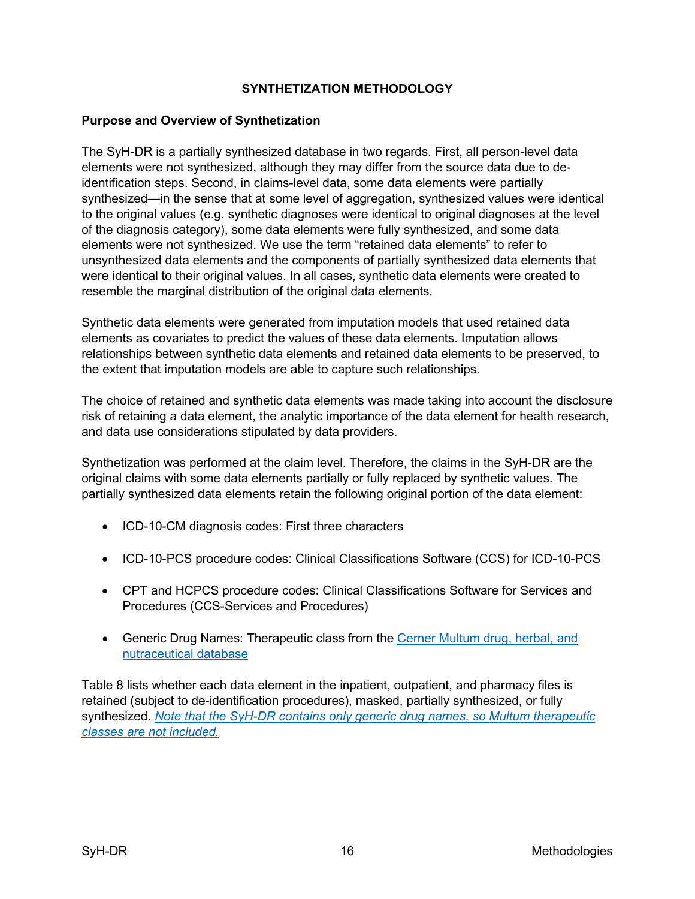## SYNTHETIZATION METHODOLOGY

### Purpose and Overview of Synthetization

The SyH-DR is a partially synthesized database in two regards. First, all person-level data elements were not synthesized, although they may differ from the source data due to de-identification steps. Second, in claims-level data, some data elements were partially synthesized—in the sense that at some level of aggregation, synthesized values were identical to the original values (e.g. synthetic diagnoses were identical to original diagnoses at the level of the diagnosis category), some data elements were fully synthesized, and some data elements were not synthesized. We use the term "retained data elements" to refer to unsynthesized data elements and the components of partially synthesized data elements that were identical to their original values. In all cases, synthetic data elements were created to resemble the marginal distribution of the original data elements.

Synthetic data elements were generated from imputation models that used retained data elements as covariates to predict the values of these data elements. Imputation allows relationships between synthetic data elements and retained data elements to be preserved, to the extent that imputation models are able to capture such relationships.

The choice of retained and synthetic data elements was made taking into account the disclosure risk of retaining a data element, the analytic importance of the data element for health research, and data use considerations stipulated by data providers.

Synthetization was performed at the claim level. Therefore, the claims in the SyH-DR are the original claims with some data elements partially or fully replaced by synthetic values. The partially synthesized data elements retain the following original portion of the data element:

- ICD-10-CM diagnosis codes: First three characters
- ICD-10-PCS procedure codes: Clinical Classifications Software (CCS) for ICD-10-PCS
- CPT and HCPCS procedure codes: Clinical Classifications Software for Services and Procedures (CCS-Services and Procedures)
- Generic Drug Names: Therapeutic class from the Cerner Multum drug, herbal, and nutraceutical database

Table 8 lists whether each data element in the inpatient, outpatient, and pharmacy files is retained (subject to de-identification procedures), masked, partially synthesized, or fully synthesized. *Note that the SyH-DR contains only generic drug names, so Multum therapeutic classes are not included.*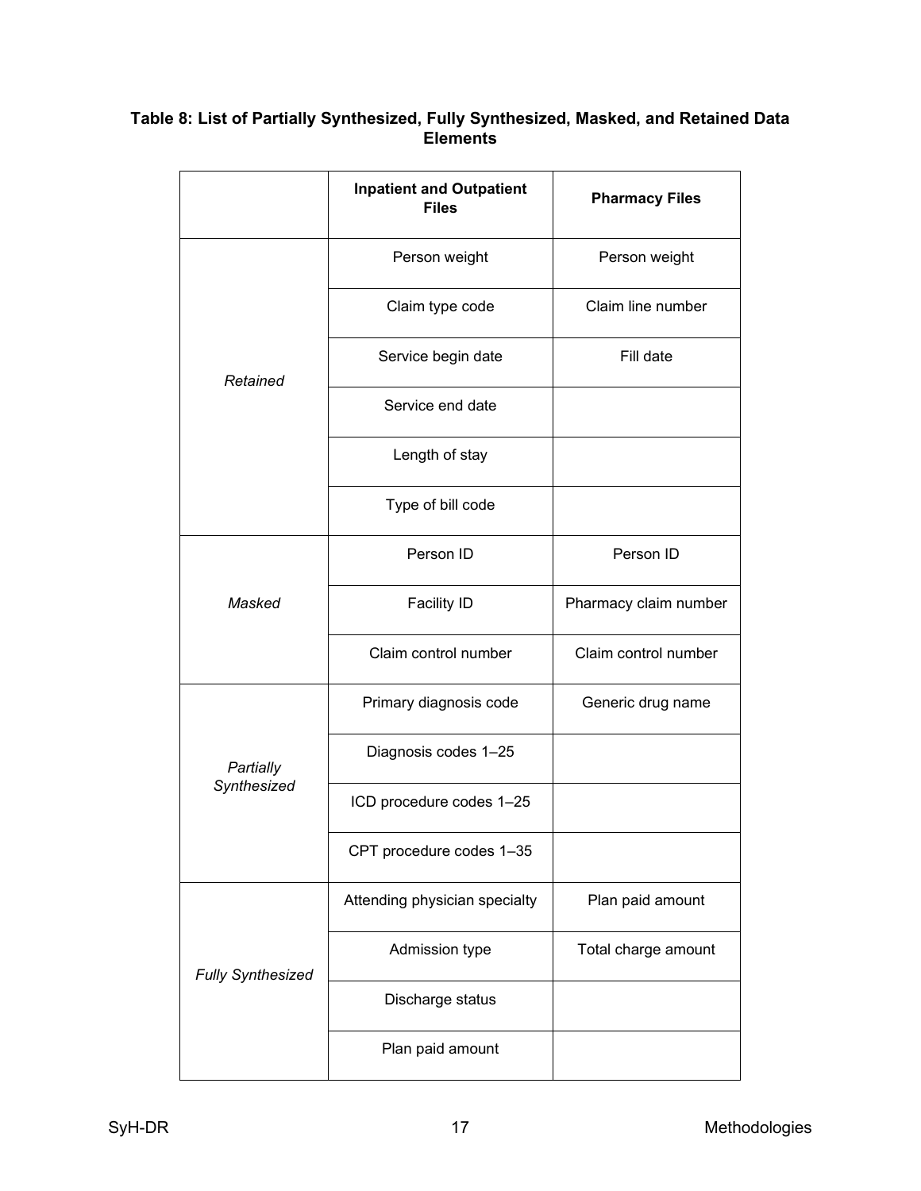**Table 8: List of Partially Synthesized, Fully Synthesized, Masked, and Retained Data Elements**

| | Inpatient and Outpatient Files | Pharmacy Files |
|---|---|---|
| *Retained* | Person weight | Person weight |
| | Claim type code | Claim line number |
| | Service begin date | Fill date |
| | Service end date | |
| | Length of stay | |
| | Type of bill code | |
| *Masked* | Person ID | Person ID |
| | Facility ID | Pharmacy claim number |
| | Claim control number | Claim control number |
| *Partially Synthesized* | Primary diagnosis code | Generic drug name |
| | Diagnosis codes 1–25 | |
| | ICD procedure codes 1–25 | |
| | CPT procedure codes 1–35 | |
| *Fully Synthesized* | Attending physician specialty | Plan paid amount |
| | Admission type | Total charge amount |
| | Discharge status | |
| | Plan paid amount | |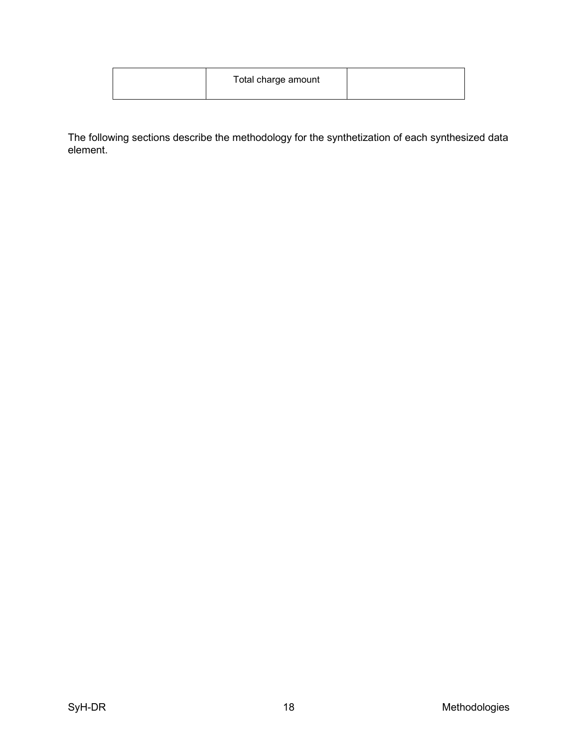| | Total charge amount | |
|---|---|---|

The following sections describe the methodology for the synthetization of each synthesized data element.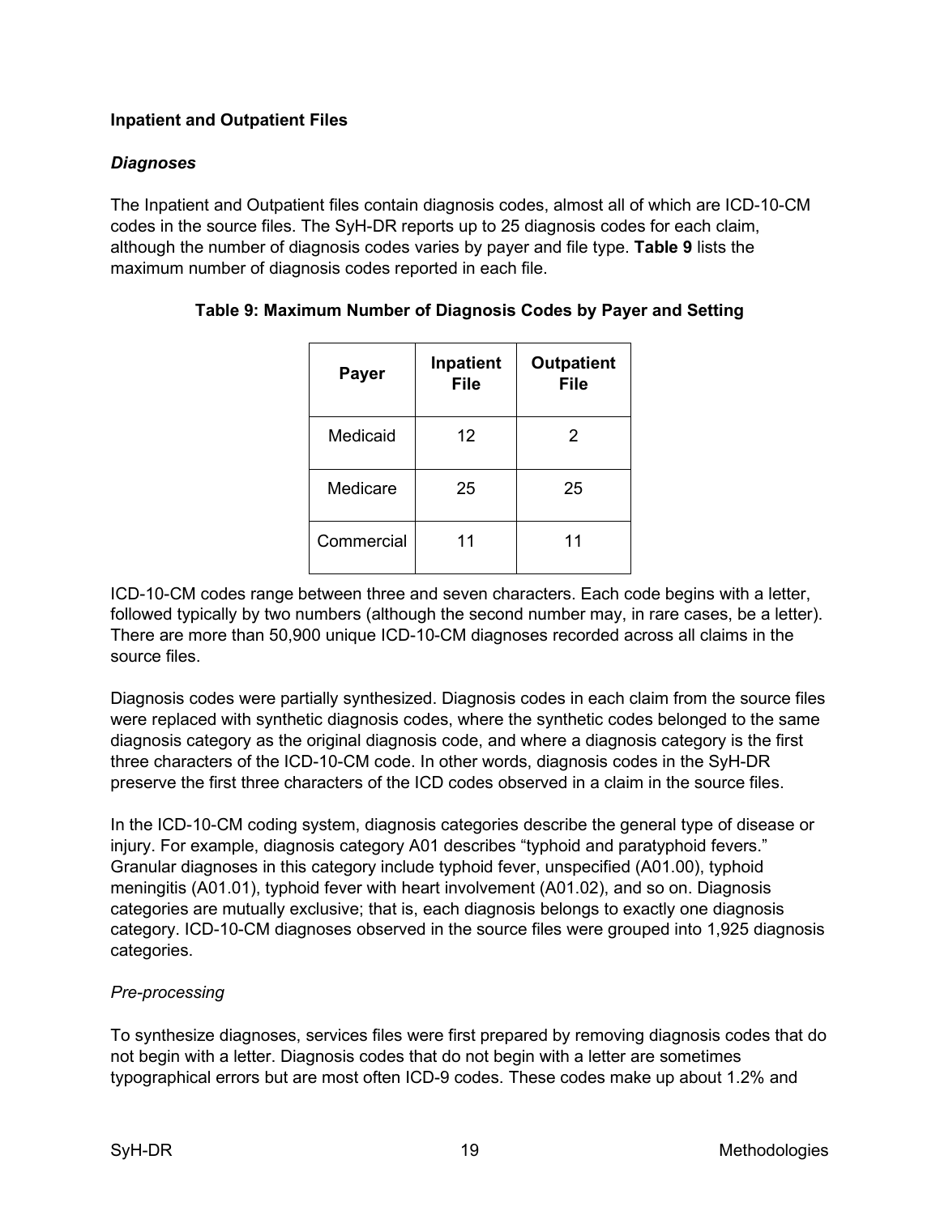### Inpatient and Outpatient Files

#### *Diagnoses*

The Inpatient and Outpatient files contain diagnosis codes, almost all of which are ICD-10-CM codes in the source files. The SyH-DR reports up to 25 diagnosis codes for each claim, although the number of diagnosis codes varies by payer and file type. **Table 9** lists the maximum number of diagnosis codes reported in each file.

**Table 9: Maximum Number of Diagnosis Codes by Payer and Setting**

| Payer | Inpatient File | Outpatient File |
| --- | --- | --- |
| Medicaid | 12 | 2 |
| Medicare | 25 | 25 |
| Commercial | 11 | 11 |

ICD-10-CM codes range between three and seven characters. Each code begins with a letter, followed typically by two numbers (although the second number may, in rare cases, be a letter). There are more than 50,900 unique ICD-10-CM diagnoses recorded across all claims in the source files.

Diagnosis codes were partially synthesized. Diagnosis codes in each claim from the source files were replaced with synthetic diagnosis codes, where the synthetic codes belonged to the same diagnosis category as the original diagnosis code, and where a diagnosis category is the first three characters of the ICD-10-CM code. In other words, diagnosis codes in the SyH-DR preserve the first three characters of the ICD codes observed in a claim in the source files.

In the ICD-10-CM coding system, diagnosis categories describe the general type of disease or injury. For example, diagnosis category A01 describes "typhoid and paratyphoid fevers." Granular diagnoses in this category include typhoid fever, unspecified (A01.00), typhoid meningitis (A01.01), typhoid fever with heart involvement (A01.02), and so on. Diagnosis categories are mutually exclusive; that is, each diagnosis belongs to exactly one diagnosis category. ICD-10-CM diagnoses observed in the source files were grouped into 1,925 diagnosis categories.

*Pre-processing*

To synthesize diagnoses, services files were first prepared by removing diagnosis codes that do not begin with a letter. Diagnosis codes that do not begin with a letter are sometimes typographical errors but are most often ICD-9 codes. These codes make up about 1.2% and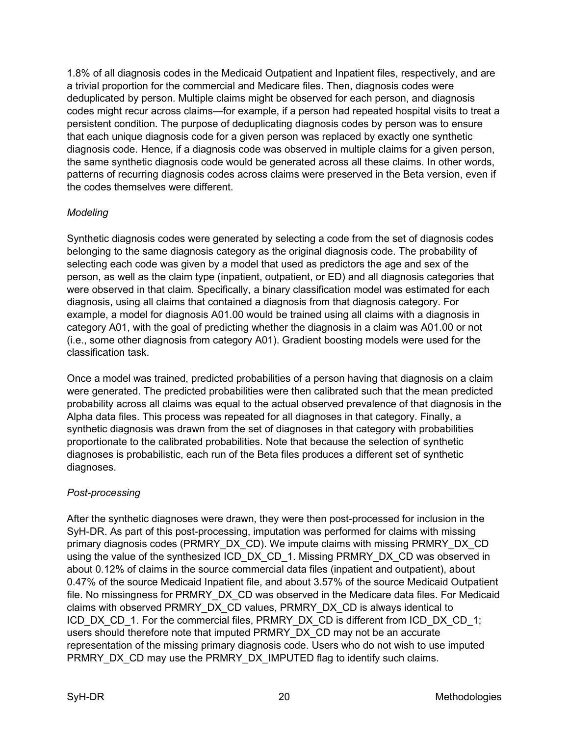1.8% of all diagnosis codes in the Medicaid Outpatient and Inpatient files, respectively, and are a trivial proportion for the commercial and Medicare files. Then, diagnosis codes were deduplicated by person. Multiple claims might be observed for each person, and diagnosis codes might recur across claims—for example, if a person had repeated hospital visits to treat a persistent condition. The purpose of deduplicating diagnosis codes by person was to ensure that each unique diagnosis code for a given person was replaced by exactly one synthetic diagnosis code. Hence, if a diagnosis code was observed in multiple claims for a given person, the same synthetic diagnosis code would be generated across all these claims. In other words, patterns of recurring diagnosis codes across claims were preserved in the Beta version, even if the codes themselves were different.

*Modeling*

Synthetic diagnosis codes were generated by selecting a code from the set of diagnosis codes belonging to the same diagnosis category as the original diagnosis code. The probability of selecting each code was given by a model that used as predictors the age and sex of the person, as well as the claim type (inpatient, outpatient, or ED) and all diagnosis categories that were observed in that claim. Specifically, a binary classification model was estimated for each diagnosis, using all claims that contained a diagnosis from that diagnosis category. For example, a model for diagnosis A01.00 would be trained using all claims with a diagnosis in category A01, with the goal of predicting whether the diagnosis in a claim was A01.00 or not (i.e., some other diagnosis from category A01). Gradient boosting models were used for the classification task.

Once a model was trained, predicted probabilities of a person having that diagnosis on a claim were generated. The predicted probabilities were then calibrated such that the mean predicted probability across all claims was equal to the actual observed prevalence of that diagnosis in the Alpha data files. This process was repeated for all diagnoses in that category. Finally, a synthetic diagnosis was drawn from the set of diagnoses in that category with probabilities proportionate to the calibrated probabilities. Note that because the selection of synthetic diagnoses is probabilistic, each run of the Beta files produces a different set of synthetic diagnoses.

*Post-processing*

After the synthetic diagnoses were drawn, they were then post-processed for inclusion in the SyH-DR. As part of this post-processing, imputation was performed for claims with missing primary diagnosis codes (PRMRY_DX_CD). We impute claims with missing PRMRY_DX_CD using the value of the synthesized ICD_DX_CD_1. Missing PRMRY_DX_CD was observed in about 0.12% of claims in the source commercial data files (inpatient and outpatient), about 0.47% of the source Medicaid Inpatient file, and about 3.57% of the source Medicaid Outpatient file. No missingness for PRMRY_DX_CD was observed in the Medicare data files. For Medicaid claims with observed PRMRY_DX_CD values, PRMRY_DX_CD is always identical to ICD_DX_CD_1. For the commercial files, PRMRY_DX_CD is different from ICD_DX_CD_1; users should therefore note that imputed PRMRY_DX_CD may not be an accurate representation of the missing primary diagnosis code. Users who do not wish to use imputed PRMRY_DX_CD may use the PRMRY_DX_IMPUTED flag to identify such claims.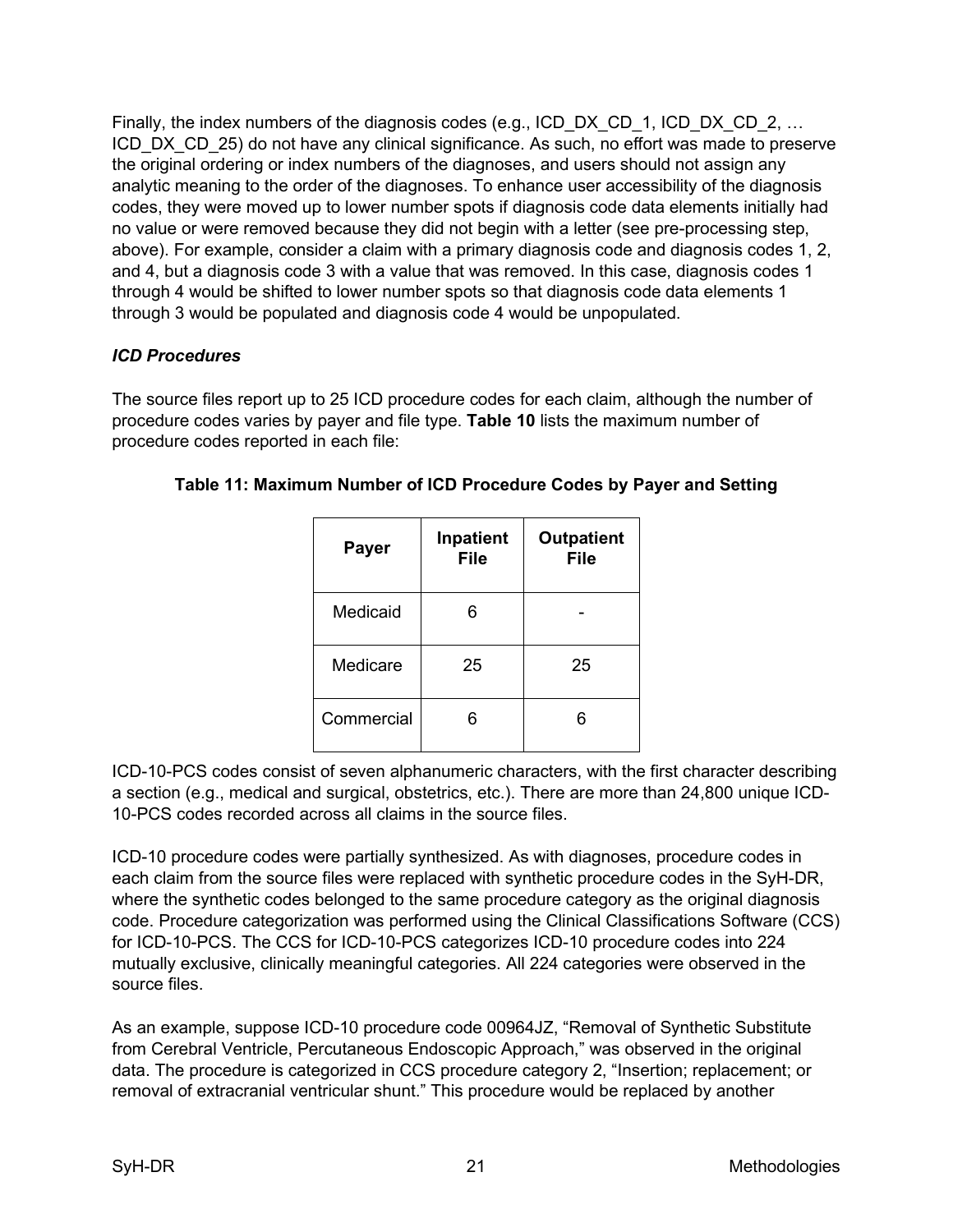Finally, the index numbers of the diagnosis codes (e.g., ICD_DX_CD_1, ICD_DX_CD_2, … ICD_DX_CD_25) do not have any clinical significance. As such, no effort was made to preserve the original ordering or index numbers of the diagnoses, and users should not assign any analytic meaning to the order of the diagnoses. To enhance user accessibility of the diagnosis codes, they were moved up to lower number spots if diagnosis code data elements initially had no value or were removed because they did not begin with a letter (see pre-processing step, above). For example, consider a claim with a primary diagnosis code and diagnosis codes 1, 2, and 4, but a diagnosis code 3 with a value that was removed. In this case, diagnosis codes 1 through 4 would be shifted to lower number spots so that diagnosis code data elements 1 through 3 would be populated and diagnosis code 4 would be unpopulated.

### *ICD Procedures*

The source files report up to 25 ICD procedure codes for each claim, although the number of procedure codes varies by payer and file type. **Table 10** lists the maximum number of procedure codes reported in each file:

**Table 11: Maximum Number of ICD Procedure Codes by Payer and Setting**

| Payer | Inpatient File | Outpatient File |
|---|---|---|
| Medicaid | 6 | - |
| Medicare | 25 | 25 |
| Commercial | 6 | 6 |

ICD-10-PCS codes consist of seven alphanumeric characters, with the first character describing a section (e.g., medical and surgical, obstetrics, etc.). There are more than 24,800 unique ICD-10-PCS codes recorded across all claims in the source files.

ICD-10 procedure codes were partially synthesized. As with diagnoses, procedure codes in each claim from the source files were replaced with synthetic procedure codes in the SyH-DR, where the synthetic codes belonged to the same procedure category as the original diagnosis code. Procedure categorization was performed using the Clinical Classifications Software (CCS) for ICD-10-PCS. The CCS for ICD-10-PCS categorizes ICD-10 procedure codes into 224 mutually exclusive, clinically meaningful categories. All 224 categories were observed in the source files.

As an example, suppose ICD-10 procedure code 00964JZ, "Removal of Synthetic Substitute from Cerebral Ventricle, Percutaneous Endoscopic Approach," was observed in the original data. The procedure is categorized in CCS procedure category 2, "Insertion; replacement; or removal of extracranial ventricular shunt." This procedure would be replaced by another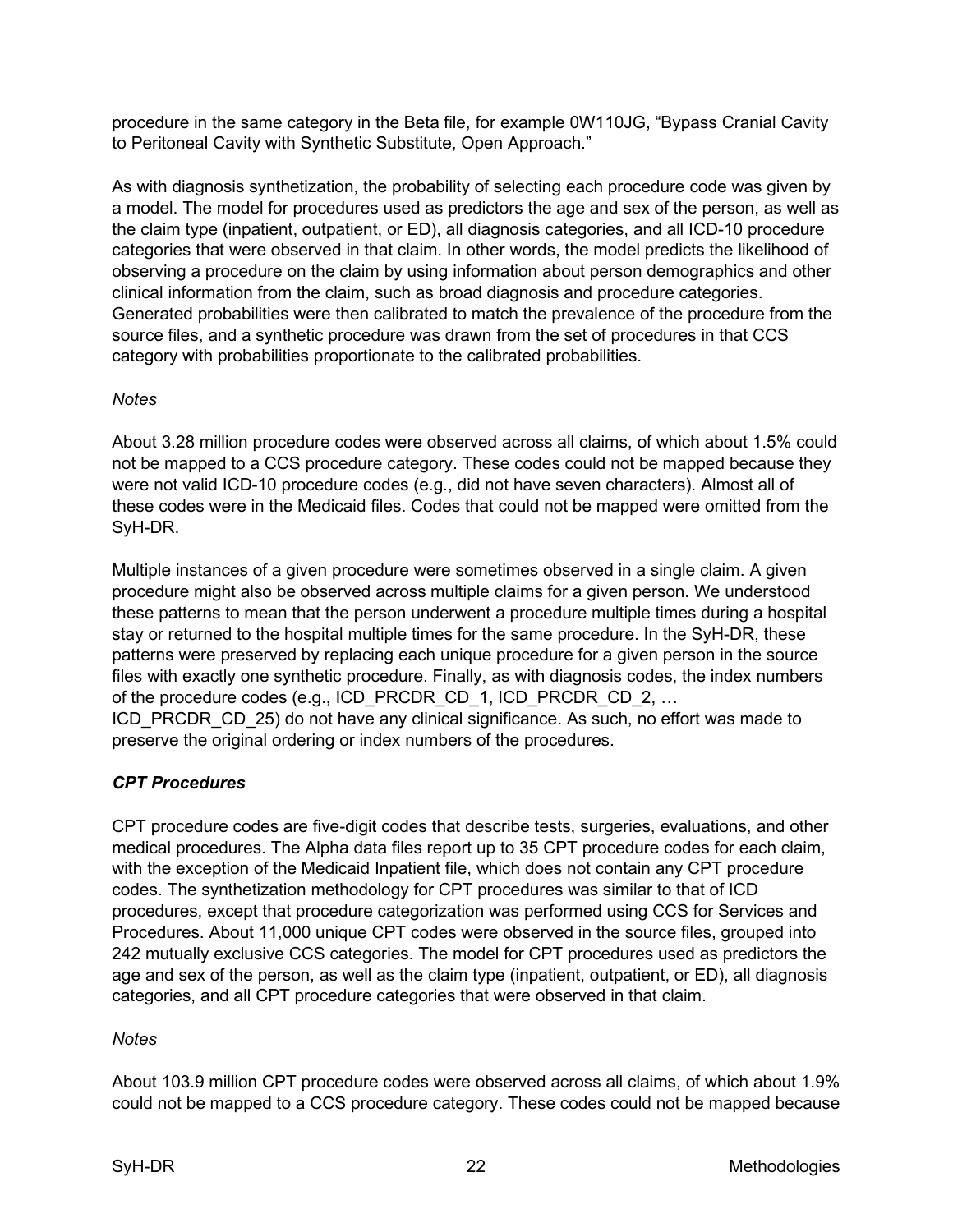procedure in the same category in the Beta file, for example 0W110JG, "Bypass Cranial Cavity to Peritoneal Cavity with Synthetic Substitute, Open Approach."

As with diagnosis synthetization, the probability of selecting each procedure code was given by a model. The model for procedures used as predictors the age and sex of the person, as well as the claim type (inpatient, outpatient, or ED), all diagnosis categories, and all ICD-10 procedure categories that were observed in that claim. In other words, the model predicts the likelihood of observing a procedure on the claim by using information about person demographics and other clinical information from the claim, such as broad diagnosis and procedure categories. Generated probabilities were then calibrated to match the prevalence of the procedure from the source files, and a synthetic procedure was drawn from the set of procedures in that CCS category with probabilities proportionate to the calibrated probabilities.

*Notes*

About 3.28 million procedure codes were observed across all claims, of which about 1.5% could not be mapped to a CCS procedure category. These codes could not be mapped because they were not valid ICD-10 procedure codes (e.g., did not have seven characters). Almost all of these codes were in the Medicaid files. Codes that could not be mapped were omitted from the SyH-DR.

Multiple instances of a given procedure were sometimes observed in a single claim. A given procedure might also be observed across multiple claims for a given person. We understood these patterns to mean that the person underwent a procedure multiple times during a hospital stay or returned to the hospital multiple times for the same procedure. In the SyH-DR, these patterns were preserved by replacing each unique procedure for a given person in the source files with exactly one synthetic procedure. Finally, as with diagnosis codes, the index numbers of the procedure codes (e.g., ICD_PRCDR_CD_1, ICD_PRCDR_CD_2, … ICD_PRCDR_CD_25) do not have any clinical significance. As such, no effort was made to preserve the original ordering or index numbers of the procedures.

### *CPT Procedures*

CPT procedure codes are five-digit codes that describe tests, surgeries, evaluations, and other medical procedures. The Alpha data files report up to 35 CPT procedure codes for each claim, with the exception of the Medicaid Inpatient file, which does not contain any CPT procedure codes. The synthetization methodology for CPT procedures was similar to that of ICD procedures, except that procedure categorization was performed using CCS for Services and Procedures. About 11,000 unique CPT codes were observed in the source files, grouped into 242 mutually exclusive CCS categories. The model for CPT procedures used as predictors the age and sex of the person, as well as the claim type (inpatient, outpatient, or ED), all diagnosis categories, and all CPT procedure categories that were observed in that claim.

*Notes*

About 103.9 million CPT procedure codes were observed across all claims, of which about 1.9% could not be mapped to a CCS procedure category. These codes could not be mapped because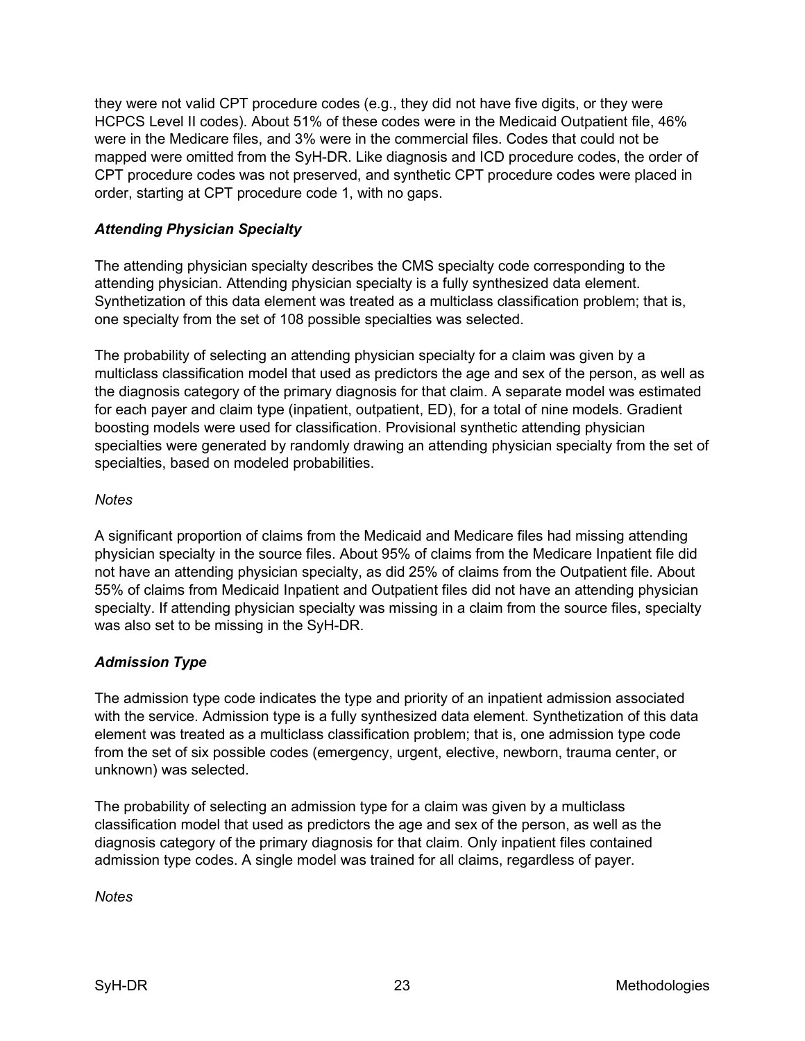they were not valid CPT procedure codes (e.g., they did not have five digits, or they were HCPCS Level II codes). About 51% of these codes were in the Medicaid Outpatient file, 46% were in the Medicare files, and 3% were in the commercial files. Codes that could not be mapped were omitted from the SyH-DR. Like diagnosis and ICD procedure codes, the order of CPT procedure codes was not preserved, and synthetic CPT procedure codes were placed in order, starting at CPT procedure code 1, with no gaps.

### *Attending Physician Specialty*

The attending physician specialty describes the CMS specialty code corresponding to the attending physician. Attending physician specialty is a fully synthesized data element. Synthetization of this data element was treated as a multiclass classification problem; that is, one specialty from the set of 108 possible specialties was selected.

The probability of selecting an attending physician specialty for a claim was given by a multiclass classification model that used as predictors the age and sex of the person, as well as the diagnosis category of the primary diagnosis for that claim. A separate model was estimated for each payer and claim type (inpatient, outpatient, ED), for a total of nine models. Gradient boosting models were used for classification. Provisional synthetic attending physician specialties were generated by randomly drawing an attending physician specialty from the set of specialties, based on modeled probabilities.

*Notes*

A significant proportion of claims from the Medicaid and Medicare files had missing attending physician specialty in the source files. About 95% of claims from the Medicare Inpatient file did not have an attending physician specialty, as did 25% of claims from the Outpatient file. About 55% of claims from Medicaid Inpatient and Outpatient files did not have an attending physician specialty. If attending physician specialty was missing in a claim from the source files, specialty was also set to be missing in the SyH-DR.

### *Admission Type*

The admission type code indicates the type and priority of an inpatient admission associated with the service. Admission type is a fully synthesized data element. Synthetization of this data element was treated as a multiclass classification problem; that is, one admission type code from the set of six possible codes (emergency, urgent, elective, newborn, trauma center, or unknown) was selected.

The probability of selecting an admission type for a claim was given by a multiclass classification model that used as predictors the age and sex of the person, as well as the diagnosis category of the primary diagnosis for that claim. Only inpatient files contained admission type codes. A single model was trained for all claims, regardless of payer.

*Notes*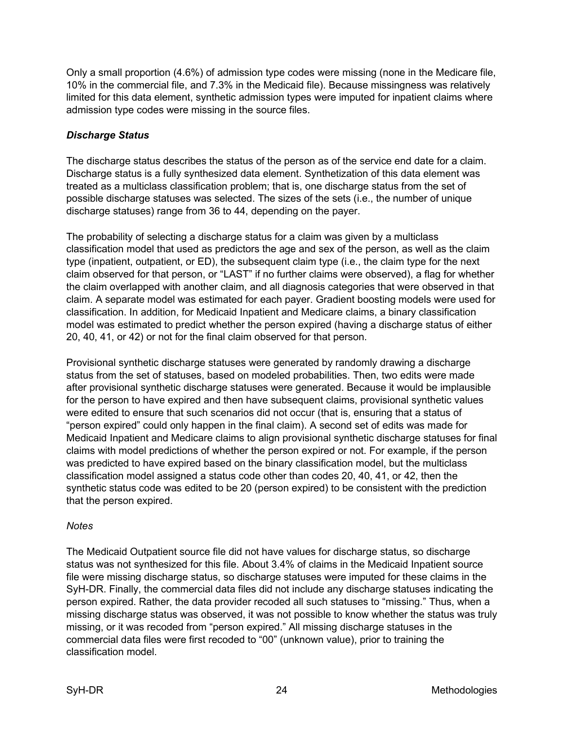Only a small proportion (4.6%) of admission type codes were missing (none in the Medicare file, 10% in the commercial file, and 7.3% in the Medicaid file). Because missingness was relatively limited for this data element, synthetic admission types were imputed for inpatient claims where admission type codes were missing in the source files.

### *Discharge Status*

The discharge status describes the status of the person as of the service end date for a claim. Discharge status is a fully synthesized data element. Synthetization of this data element was treated as a multiclass classification problem; that is, one discharge status from the set of possible discharge statuses was selected. The sizes of the sets (i.e., the number of unique discharge statuses) range from 36 to 44, depending on the payer.

The probability of selecting a discharge status for a claim was given by a multiclass classification model that used as predictors the age and sex of the person, as well as the claim type (inpatient, outpatient, or ED), the subsequent claim type (i.e., the claim type for the next claim observed for that person, or "LAST" if no further claims were observed), a flag for whether the claim overlapped with another claim, and all diagnosis categories that were observed in that claim. A separate model was estimated for each payer. Gradient boosting models were used for classification. In addition, for Medicaid Inpatient and Medicare claims, a binary classification model was estimated to predict whether the person expired (having a discharge status of either 20, 40, 41, or 42) or not for the final claim observed for that person.

Provisional synthetic discharge statuses were generated by randomly drawing a discharge status from the set of statuses, based on modeled probabilities. Then, two edits were made after provisional synthetic discharge statuses were generated. Because it would be implausible for the person to have expired and then have subsequent claims, provisional synthetic values were edited to ensure that such scenarios did not occur (that is, ensuring that a status of "person expired" could only happen in the final claim). A second set of edits was made for Medicaid Inpatient and Medicare claims to align provisional synthetic discharge statuses for final claims with model predictions of whether the person expired or not. For example, if the person was predicted to have expired based on the binary classification model, but the multiclass classification model assigned a status code other than codes 20, 40, 41, or 42, then the synthetic status code was edited to be 20 (person expired) to be consistent with the prediction that the person expired.

*Notes*

The Medicaid Outpatient source file did not have values for discharge status, so discharge status was not synthesized for this file. About 3.4% of claims in the Medicaid Inpatient source file were missing discharge status, so discharge statuses were imputed for these claims in the SyH-DR. Finally, the commercial data files did not include any discharge statuses indicating the person expired. Rather, the data provider recoded all such statuses to "missing." Thus, when a missing discharge status was observed, it was not possible to know whether the status was truly missing, or it was recoded from "person expired." All missing discharge statuses in the commercial data files were first recoded to "00" (unknown value), prior to training the classification model.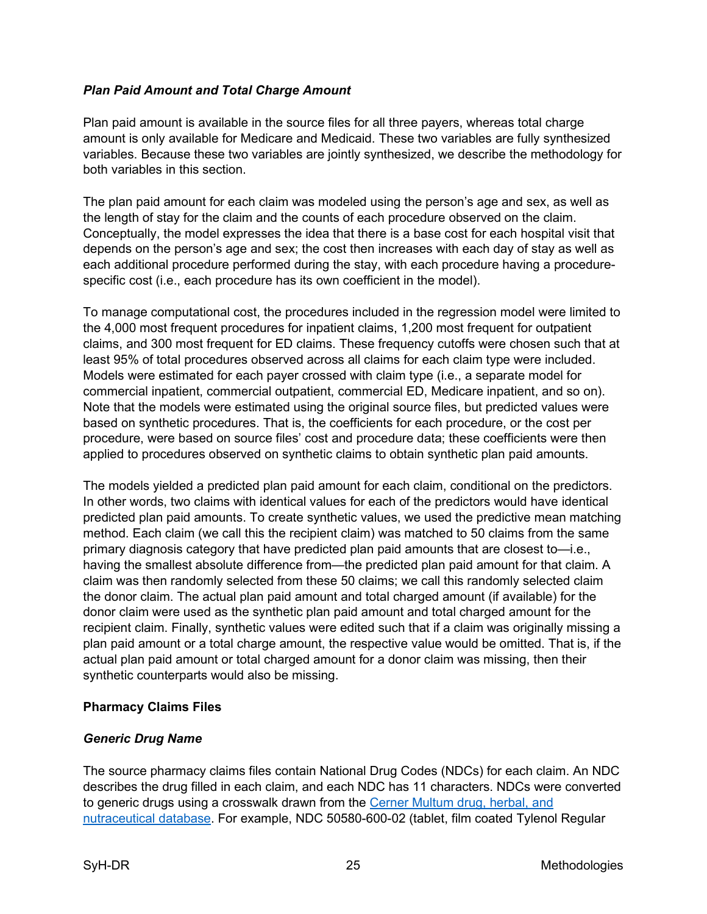### *Plan Paid Amount and Total Charge Amount*

Plan paid amount is available in the source files for all three payers, whereas total charge amount is only available for Medicare and Medicaid. These two variables are fully synthesized variables. Because these two variables are jointly synthesized, we describe the methodology for both variables in this section.

The plan paid amount for each claim was modeled using the person's age and sex, as well as the length of stay for the claim and the counts of each procedure observed on the claim. Conceptually, the model expresses the idea that there is a base cost for each hospital visit that depends on the person's age and sex; the cost then increases with each day of stay as well as each additional procedure performed during the stay, with each procedure having a procedure-specific cost (i.e., each procedure has its own coefficient in the model).

To manage computational cost, the procedures included in the regression model were limited to the 4,000 most frequent procedures for inpatient claims, 1,200 most frequent for outpatient claims, and 300 most frequent for ED claims. These frequency cutoffs were chosen such that at least 95% of total procedures observed across all claims for each claim type were included. Models were estimated for each payer crossed with claim type (i.e., a separate model for commercial inpatient, commercial outpatient, commercial ED, Medicare inpatient, and so on). Note that the models were estimated using the original source files, but predicted values were based on synthetic procedures. That is, the coefficients for each procedure, or the cost per procedure, were based on source files' cost and procedure data; these coefficients were then applied to procedures observed on synthetic claims to obtain synthetic plan paid amounts.

The models yielded a predicted plan paid amount for each claim, conditional on the predictors. In other words, two claims with identical values for each of the predictors would have identical predicted plan paid amounts. To create synthetic values, we used the predictive mean matching method. Each claim (we call this the recipient claim) was matched to 50 claims from the same primary diagnosis category that have predicted plan paid amounts that are closest to—i.e., having the smallest absolute difference from—the predicted plan paid amount for that claim. A claim was then randomly selected from these 50 claims; we call this randomly selected claim the donor claim. The actual plan paid amount and total charged amount (if available) for the donor claim were used as the synthetic plan paid amount and total charged amount for the recipient claim. Finally, synthetic values were edited such that if a claim was originally missing a plan paid amount or a total charge amount, the respective value would be omitted. That is, if the actual plan paid amount or total charged amount for a donor claim was missing, then their synthetic counterparts would also be missing.

## Pharmacy Claims Files

### *Generic Drug Name*

The source pharmacy claims files contain National Drug Codes (NDCs) for each claim. An NDC describes the drug filled in each claim, and each NDC has 11 characters. NDCs were converted to generic drugs using a crosswalk drawn from the [Cerner Multum drug, herbal, and nutraceutical database](). For example, NDC 50580-600-02 (tablet, film coated Tylenol Regular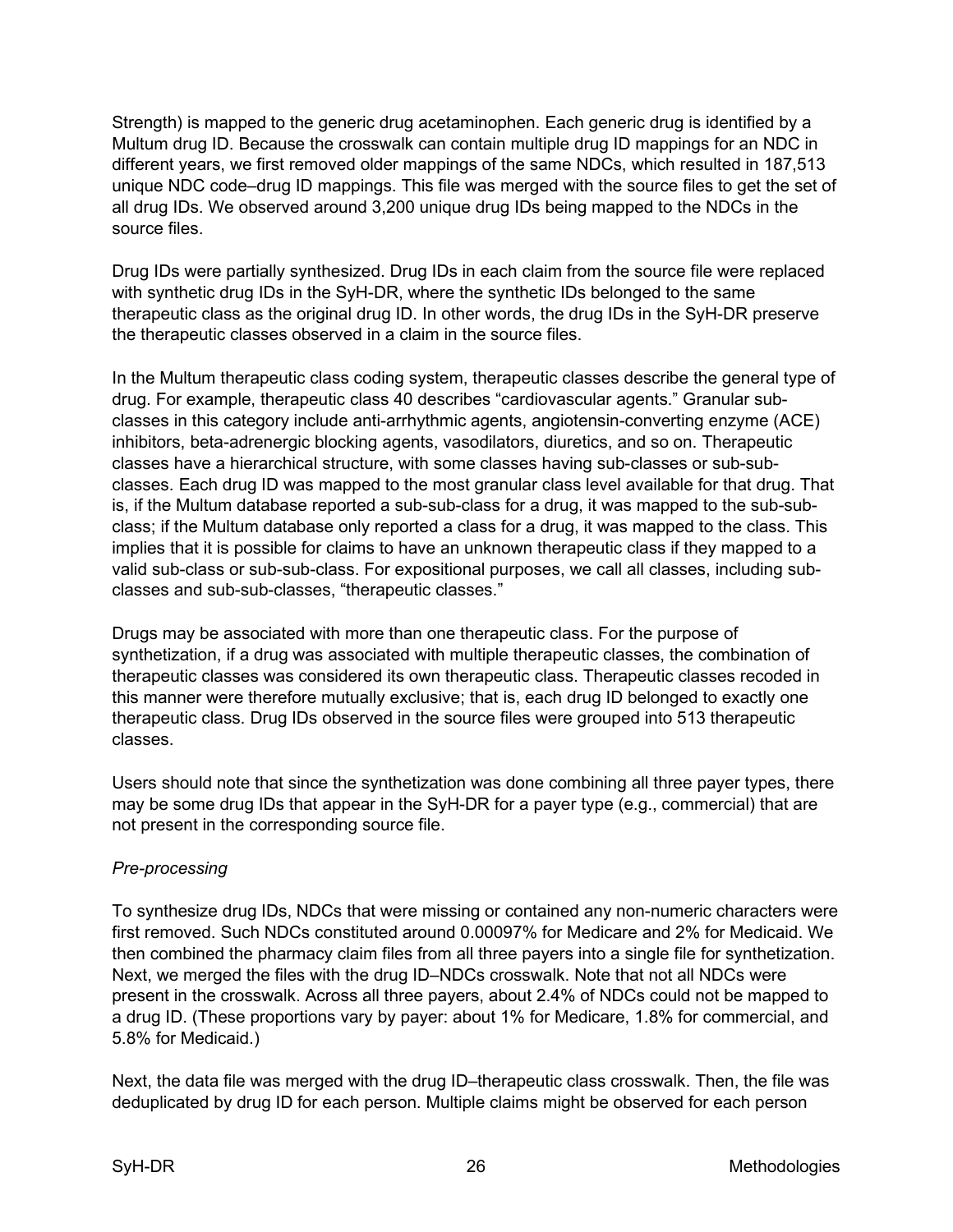Strength) is mapped to the generic drug acetaminophen. Each generic drug is identified by a Multum drug ID. Because the crosswalk can contain multiple drug ID mappings for an NDC in different years, we first removed older mappings of the same NDCs, which resulted in 187,513 unique NDC code–drug ID mappings. This file was merged with the source files to get the set of all drug IDs. We observed around 3,200 unique drug IDs being mapped to the NDCs in the source files.

Drug IDs were partially synthesized. Drug IDs in each claim from the source file were replaced with synthetic drug IDs in the SyH-DR, where the synthetic IDs belonged to the same therapeutic class as the original drug ID. In other words, the drug IDs in the SyH-DR preserve the therapeutic classes observed in a claim in the source files.

In the Multum therapeutic class coding system, therapeutic classes describe the general type of drug. For example, therapeutic class 40 describes "cardiovascular agents." Granular sub-classes in this category include anti-arrhythmic agents, angiotensin-converting enzyme (ACE) inhibitors, beta-adrenergic blocking agents, vasodilators, diuretics, and so on. Therapeutic classes have a hierarchical structure, with some classes having sub-classes or sub-sub-classes. Each drug ID was mapped to the most granular class level available for that drug. That is, if the Multum database reported a sub-sub-class for a drug, it was mapped to the sub-sub-class; if the Multum database only reported a class for a drug, it was mapped to the class. This implies that it is possible for claims to have an unknown therapeutic class if they mapped to a valid sub-class or sub-sub-class. For expositional purposes, we call all classes, including sub-classes and sub-sub-classes, "therapeutic classes."

Drugs may be associated with more than one therapeutic class. For the purpose of synthetization, if a drug was associated with multiple therapeutic classes, the combination of therapeutic classes was considered its own therapeutic class. Therapeutic classes recoded in this manner were therefore mutually exclusive; that is, each drug ID belonged to exactly one therapeutic class. Drug IDs observed in the source files were grouped into 513 therapeutic classes.

Users should note that since the synthetization was done combining all three payer types, there may be some drug IDs that appear in the SyH-DR for a payer type (e.g., commercial) that are not present in the corresponding source file.

*Pre-processing*

To synthesize drug IDs, NDCs that were missing or contained any non-numeric characters were first removed. Such NDCs constituted around 0.00097% for Medicare and 2% for Medicaid. We then combined the pharmacy claim files from all three payers into a single file for synthetization. Next, we merged the files with the drug ID–NDCs crosswalk. Note that not all NDCs were present in the crosswalk. Across all three payers, about 2.4% of NDCs could not be mapped to a drug ID. (These proportions vary by payer: about 1% for Medicare, 1.8% for commercial, and 5.8% for Medicaid.)

Next, the data file was merged with the drug ID–therapeutic class crosswalk. Then, the file was deduplicated by drug ID for each person. Multiple claims might be observed for each person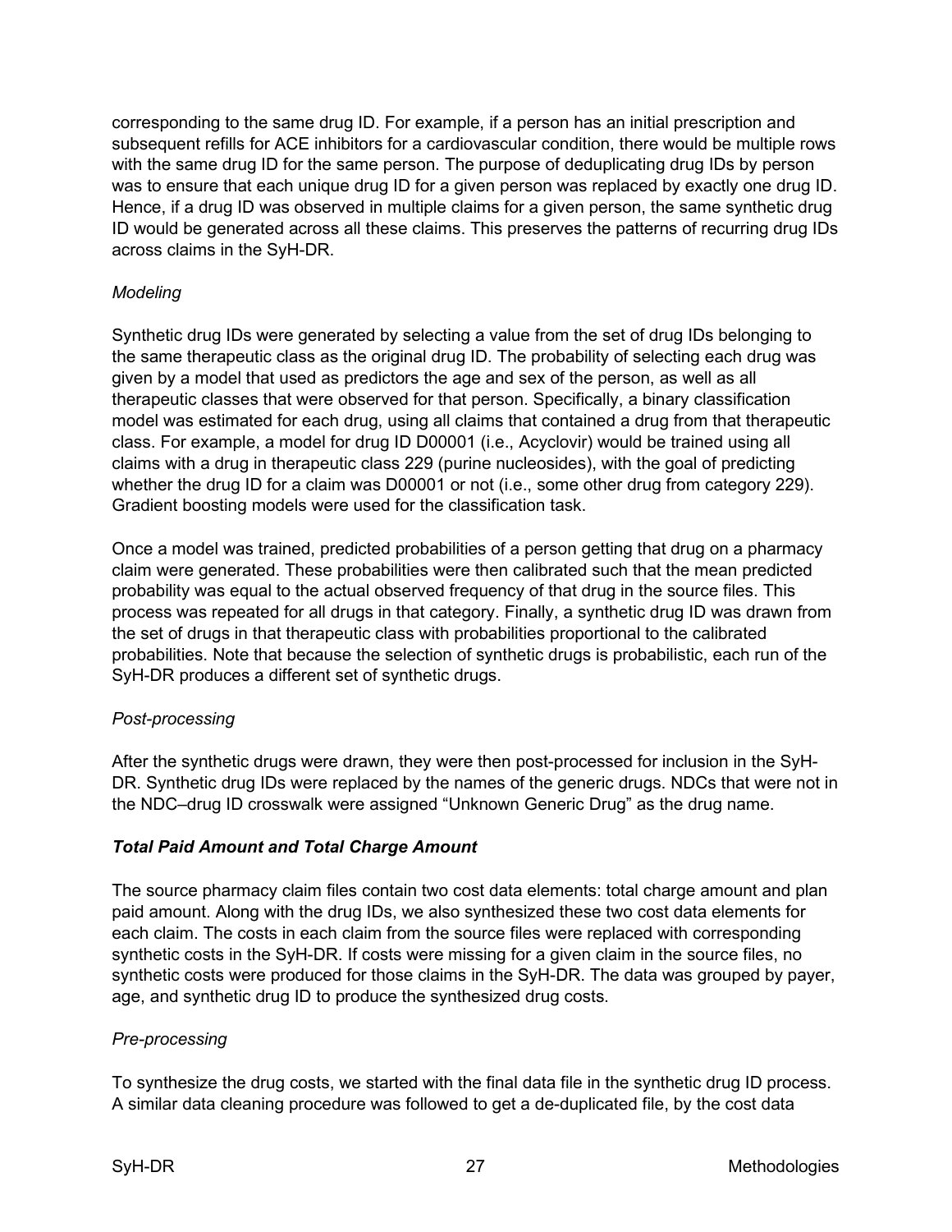corresponding to the same drug ID. For example, if a person has an initial prescription and subsequent refills for ACE inhibitors for a cardiovascular condition, there would be multiple rows with the same drug ID for the same person. The purpose of deduplicating drug IDs by person was to ensure that each unique drug ID for a given person was replaced by exactly one drug ID. Hence, if a drug ID was observed in multiple claims for a given person, the same synthetic drug ID would be generated across all these claims. This preserves the patterns of recurring drug IDs across claims in the SyH-DR.

*Modeling*

Synthetic drug IDs were generated by selecting a value from the set of drug IDs belonging to the same therapeutic class as the original drug ID. The probability of selecting each drug was given by a model that used as predictors the age and sex of the person, as well as all therapeutic classes that were observed for that person. Specifically, a binary classification model was estimated for each drug, using all claims that contained a drug from that therapeutic class. For example, a model for drug ID D00001 (i.e., Acyclovir) would be trained using all claims with a drug in therapeutic class 229 (purine nucleosides), with the goal of predicting whether the drug ID for a claim was D00001 or not (i.e., some other drug from category 229). Gradient boosting models were used for the classification task.

Once a model was trained, predicted probabilities of a person getting that drug on a pharmacy claim were generated. These probabilities were then calibrated such that the mean predicted probability was equal to the actual observed frequency of that drug in the source files. This process was repeated for all drugs in that category. Finally, a synthetic drug ID was drawn from the set of drugs in that therapeutic class with probabilities proportional to the calibrated probabilities. Note that because the selection of synthetic drugs is probabilistic, each run of the SyH-DR produces a different set of synthetic drugs.

*Post-processing*

After the synthetic drugs were drawn, they were then post-processed for inclusion in the SyH-DR. Synthetic drug IDs were replaced by the names of the generic drugs. NDCs that were not in the NDC–drug ID crosswalk were assigned “Unknown Generic Drug” as the drug name.

***Total Paid Amount and Total Charge Amount***

The source pharmacy claim files contain two cost data elements: total charge amount and plan paid amount. Along with the drug IDs, we also synthesized these two cost data elements for each claim. The costs in each claim from the source files were replaced with corresponding synthetic costs in the SyH-DR. If costs were missing for a given claim in the source files, no synthetic costs were produced for those claims in the SyH-DR. The data was grouped by payer, age, and synthetic drug ID to produce the synthesized drug costs.

*Pre-processing*

To synthesize the drug costs, we started with the final data file in the synthetic drug ID process. A similar data cleaning procedure was followed to get a de-duplicated file, by the cost data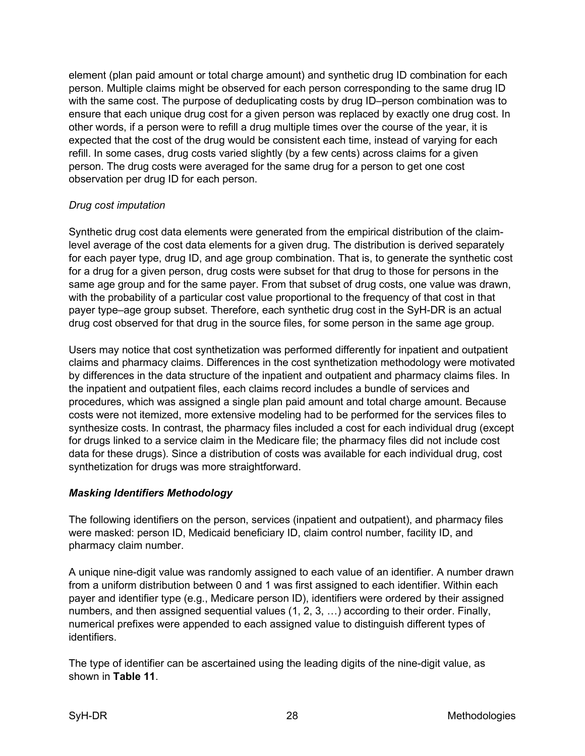element (plan paid amount or total charge amount) and synthetic drug ID combination for each person. Multiple claims might be observed for each person corresponding to the same drug ID with the same cost. The purpose of deduplicating costs by drug ID–person combination was to ensure that each unique drug cost for a given person was replaced by exactly one drug cost. In other words, if a person were to refill a drug multiple times over the course of the year, it is expected that the cost of the drug would be consistent each time, instead of varying for each refill. In some cases, drug costs varied slightly (by a few cents) across claims for a given person. The drug costs were averaged for the same drug for a person to get one cost observation per drug ID for each person.

*Drug cost imputation*

Synthetic drug cost data elements were generated from the empirical distribution of the claim-level average of the cost data elements for a given drug. The distribution is derived separately for each payer type, drug ID, and age group combination. That is, to generate the synthetic cost for a drug for a given person, drug costs were subset for that drug to those for persons in the same age group and for the same payer. From that subset of drug costs, one value was drawn, with the probability of a particular cost value proportional to the frequency of that cost in that payer type–age group subset. Therefore, each synthetic drug cost in the SyH-DR is an actual drug cost observed for that drug in the source files, for some person in the same age group.

Users may notice that cost synthetization was performed differently for inpatient and outpatient claims and pharmacy claims. Differences in the cost synthetization methodology were motivated by differences in the data structure of the inpatient and outpatient and pharmacy claims files. In the inpatient and outpatient files, each claims record includes a bundle of services and procedures, which was assigned a single plan paid amount and total charge amount. Because costs were not itemized, more extensive modeling had to be performed for the services files to synthesize costs. In contrast, the pharmacy files included a cost for each individual drug (except for drugs linked to a service claim in the Medicare file; the pharmacy files did not include cost data for these drugs). Since a distribution of costs was available for each individual drug, cost synthetization for drugs was more straightforward.

***Masking Identifiers Methodology***

The following identifiers on the person, services (inpatient and outpatient), and pharmacy files were masked: person ID, Medicaid beneficiary ID, claim control number, facility ID, and pharmacy claim number.

A unique nine-digit value was randomly assigned to each value of an identifier. A number drawn from a uniform distribution between 0 and 1 was first assigned to each identifier. Within each payer and identifier type (e.g., Medicare person ID), identifiers were ordered by their assigned numbers, and then assigned sequential values (1, 2, 3, …) according to their order. Finally, numerical prefixes were appended to each assigned value to distinguish different types of identifiers.

The type of identifier can be ascertained using the leading digits of the nine-digit value, as shown in **Table 11**.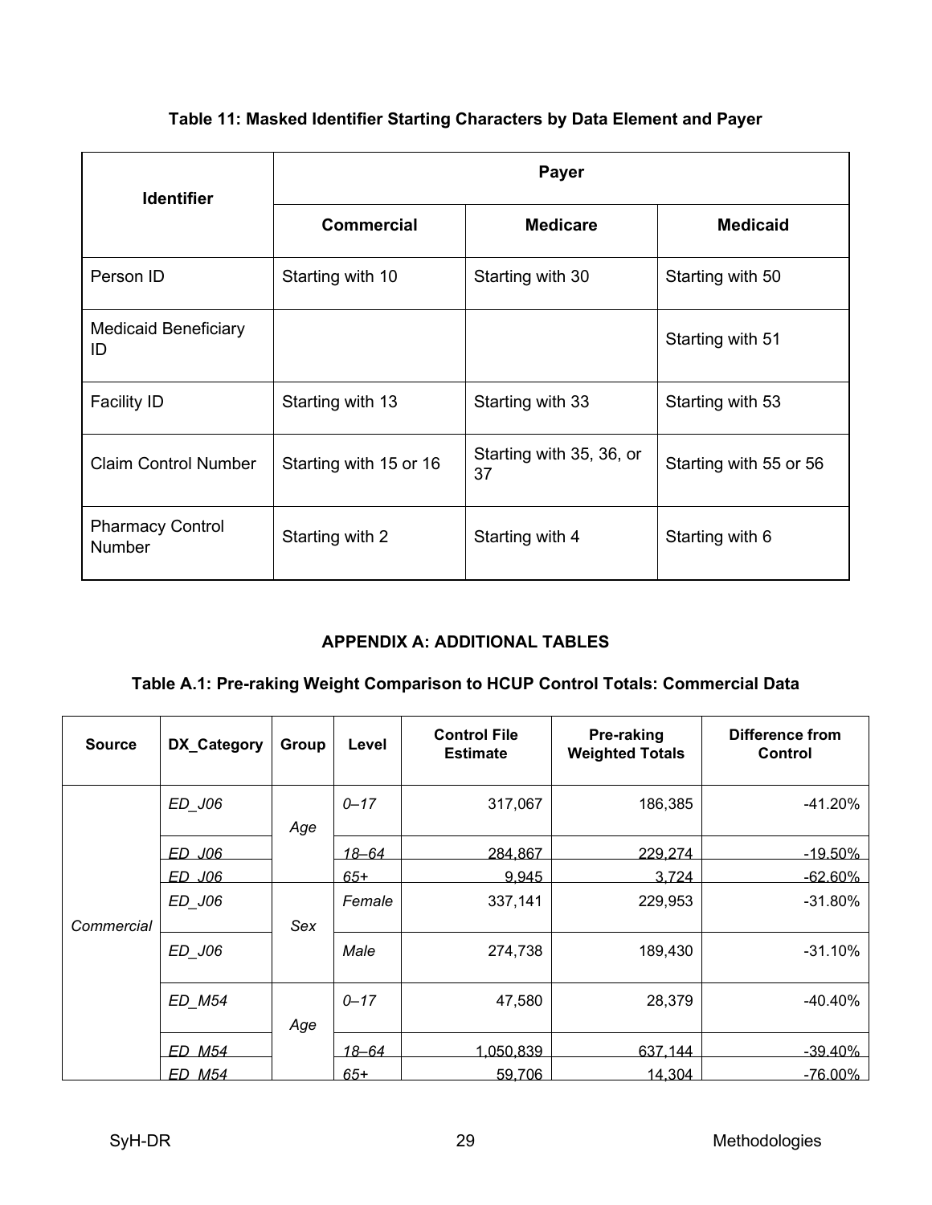**Table 11: Masked Identifier Starting Characters by Data Element and Payer**

| Identifier | Payer | | |
|---|---|---|---|
| | Commercial | Medicare | Medicaid |
| Person ID | Starting with 10 | Starting with 30 | Starting with 50 |
| Medicaid Beneficiary ID | | | Starting with 51 |
| Facility ID | Starting with 13 | Starting with 33 | Starting with 53 |
| Claim Control Number | Starting with 15 or 16 | Starting with 35, 36, or 37 | Starting with 55 or 56 |
| Pharmacy Control Number | Starting with 2 | Starting with 4 | Starting with 6 |

## APPENDIX A: ADDITIONAL TABLES

**Table A.1: Pre-raking Weight Comparison to HCUP Control Totals: Commercial Data**

| Source | DX_Category | Group | Level | Control File Estimate | Pre-raking Weighted Totals | Difference from Control |
|---|---|---|---|---|---|---|
| *Commercial* | *ED_J06* | *Age* | *0–17* | 317,067 | 186,385 | -41.20% |
| | *ED_J06* | | *18–64* | 284,867 | 229,274 | -19.50% |
| | *ED_J06* | | *65+* | 9,945 | 3,724 | -62.60% |
| | *ED_J06* | *Sex* | *Female* | 337,141 | 229,953 | -31.80% |
| | *ED_J06* | | *Male* | 274,738 | 189,430 | -31.10% |
| | *ED_M54* | *Age* | *0–17* | 47,580 | 28,379 | -40.40% |
| | *ED_M54* | | *18–64* | 1,050,839 | 637,144 | -39.40% |
| | *ED_M54* | | *65+* | 59,706 | 14,304 | -76.00% |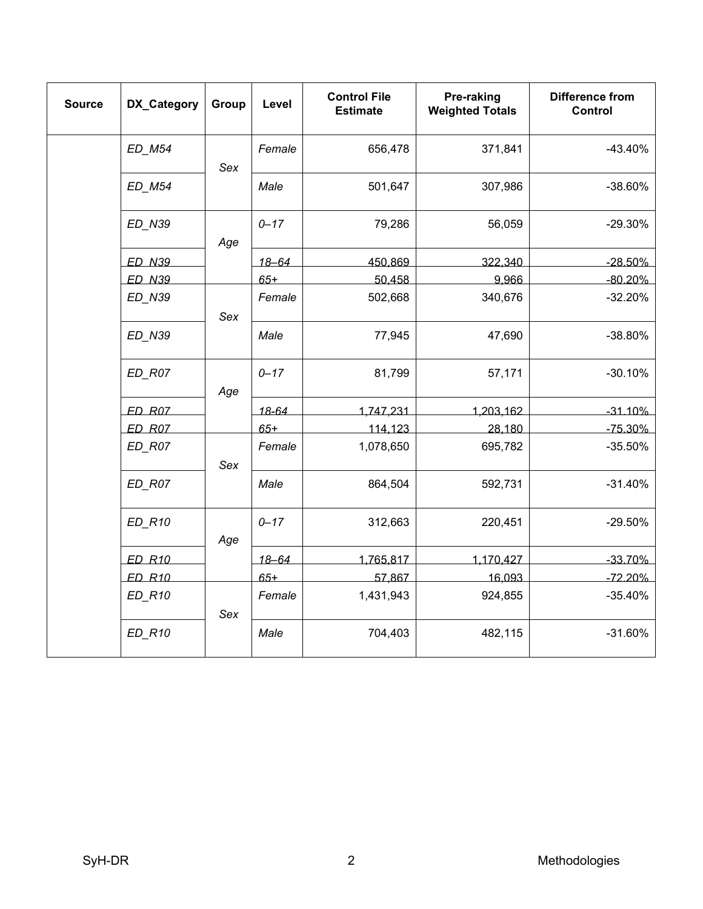| Source | DX_Category | Group | Level | Control File Estimate | Pre-raking Weighted Totals | Difference from Control |
|---|---|---|---|---|---|---|
| | *ED_M54* | *Sex* | *Female* | 656,478 | 371,841 | -43.40% |
| | *ED_M54* | | *Male* | 501,647 | 307,986 | -38.60% |
| | *ED_N39* | *Age* | *0–17* | 79,286 | 56,059 | -29.30% |
| | *ED_N39* | | *18–64* | 450,869 | 322,340 | -28.50% |
| | *ED_N39* | | *65+* | 50,458 | 9,966 | -80.20% |
| | *ED_N39* | *Sex* | *Female* | 502,668 | 340,676 | -32.20% |
| | *ED_N39* | | *Male* | 77,945 | 47,690 | -38.80% |
| | *ED_R07* | *Age* | *0–17* | 81,799 | 57,171 | -30.10% |
| | *ED_R07* | | *18-64* | 1,747,231 | 1,203,162 | -31.10% |
| | *ED_R07* | | *65+* | 114,123 | 28,180 | -75.30% |
| | *ED_R07* | *Sex* | *Female* | 1,078,650 | 695,782 | -35.50% |
| | *ED_R07* | | *Male* | 864,504 | 592,731 | -31.40% |
| | *ED_R10* | *Age* | *0–17* | 312,663 | 220,451 | -29.50% |
| | *ED_R10* | | *18–64* | 1,765,817 | 1,170,427 | -33.70% |
| | *ED_R10* | | *65+* | 57,867 | 16,093 | -72.20% |
| | *ED_R10* | *Sex* | *Female* | 1,431,943 | 924,855 | -35.40% |
| | *ED_R10* | | *Male* | 704,403 | 482,115 | -31.60% |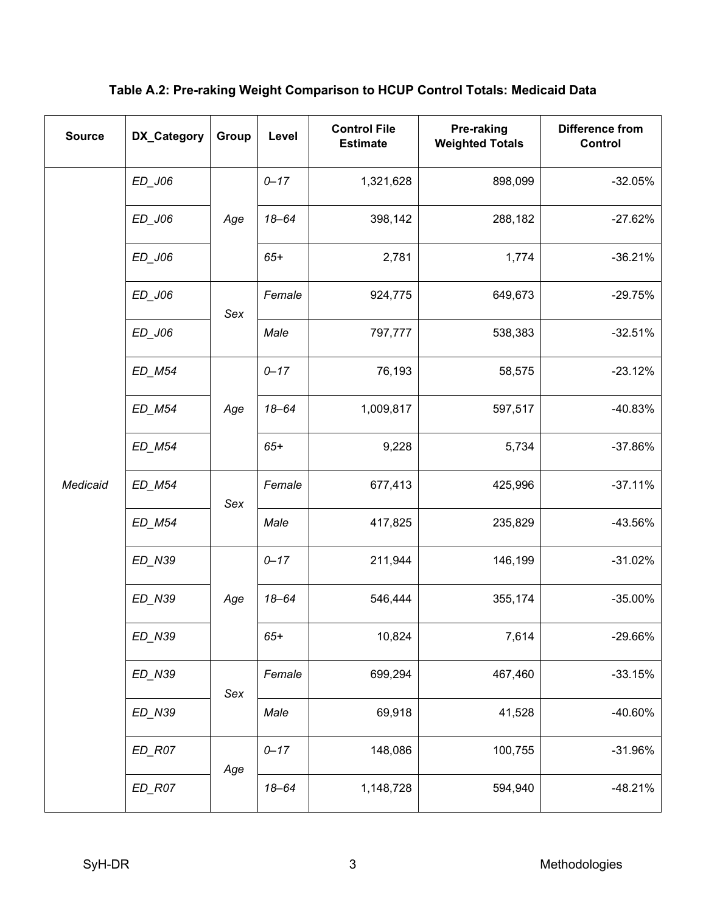**Table A.2: Pre-raking Weight Comparison to HCUP Control Totals: Medicaid Data**

| Source | DX_Category | Group | Level | Control File Estimate | Pre-raking Weighted Totals | Difference from Control |
|---|---|---|---|---|---|---|
| *Medicaid* | *ED_J06* | *Age* | *0–17* | 1,321,628 | 898,099 | -32.05% |
| | *ED_J06* | | *18–64* | 398,142 | 288,182 | -27.62% |
| | *ED_J06* | | *65+* | 2,781 | 1,774 | -36.21% |
| | *ED_J06* | *Sex* | *Female* | 924,775 | 649,673 | -29.75% |
| | *ED_J06* | | *Male* | 797,777 | 538,383 | -32.51% |
| | *ED_M54* | *Age* | *0–17* | 76,193 | 58,575 | -23.12% |
| | *ED_M54* | | *18–64* | 1,009,817 | 597,517 | -40.83% |
| | *ED_M54* | | *65+* | 9,228 | 5,734 | -37.86% |
| | *ED_M54* | *Sex* | *Female* | 677,413 | 425,996 | -37.11% |
| | *ED_M54* | | *Male* | 417,825 | 235,829 | -43.56% |
| | *ED_N39* | *Age* | *0–17* | 211,944 | 146,199 | -31.02% |
| | *ED_N39* | | *18–64* | 546,444 | 355,174 | -35.00% |
| | *ED_N39* | | *65+* | 10,824 | 7,614 | -29.66% |
| | *ED_N39* | *Sex* | *Female* | 699,294 | 467,460 | -33.15% |
| | *ED_N39* | | *Male* | 69,918 | 41,528 | -40.60% |
| | *ED_R07* | *Age* | *0–17* | 148,086 | 100,755 | -31.96% |
| | *ED_R07* | | *18–64* | 1,148,728 | 594,940 | -48.21% |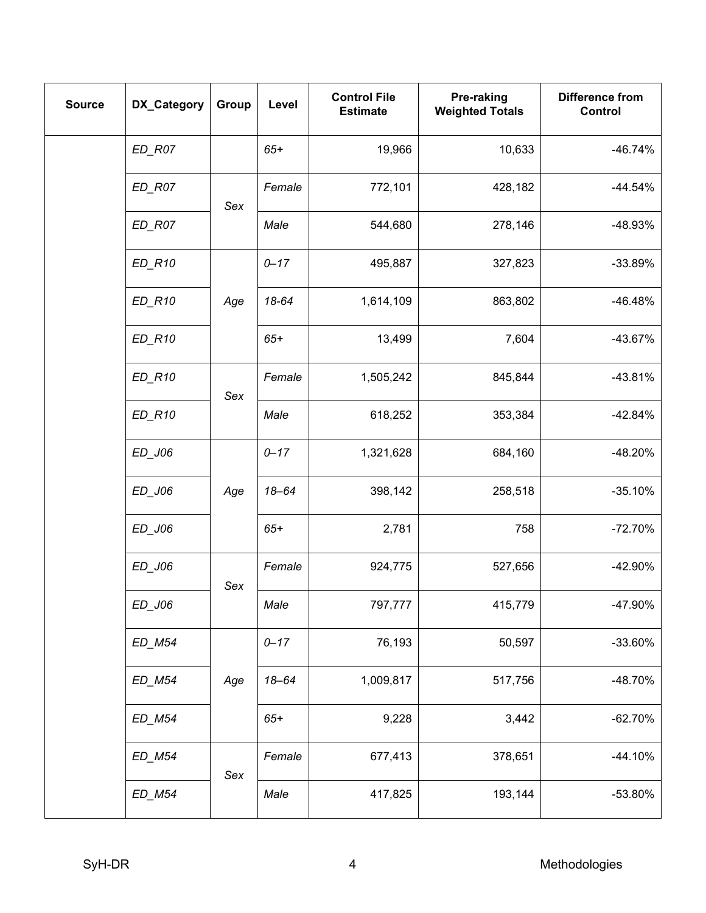| Source | DX_Category | Group | Level | Control File Estimate | Pre-raking Weighted Totals | Difference from Control |
| --- | --- | --- | --- | --- | --- | --- |
| | *ED_R07* | | *65+* | 19,966 | 10,633 | -46.74% |
| | *ED_R07* | *Sex* | *Female* | 772,101 | 428,182 | -44.54% |
| | *ED_R07* | | *Male* | 544,680 | 278,146 | -48.93% |
| | *ED_R10* | *Age* | *0–17* | 495,887 | 327,823 | -33.89% |
| | *ED_R10* | | *18-64* | 1,614,109 | 863,802 | -46.48% |
| | *ED_R10* | | *65+* | 13,499 | 7,604 | -43.67% |
| | *ED_R10* | *Sex* | *Female* | 1,505,242 | 845,844 | -43.81% |
| | *ED_R10* | | *Male* | 618,252 | 353,384 | -42.84% |
| | *ED_J06* | *Age* | *0–17* | 1,321,628 | 684,160 | -48.20% |
| | *ED_J06* | | *18–64* | 398,142 | 258,518 | -35.10% |
| | *ED_J06* | | *65+* | 2,781 | 758 | -72.70% |
| | *ED_J06* | *Sex* | *Female* | 924,775 | 527,656 | -42.90% |
| | *ED_J06* | | *Male* | 797,777 | 415,779 | -47.90% |
| | *ED_M54* | *Age* | *0–17* | 76,193 | 50,597 | -33.60% |
| | *ED_M54* | | *18–64* | 1,009,817 | 517,756 | -48.70% |
| | *ED_M54* | | *65+* | 9,228 | 3,442 | -62.70% |
| | *ED_M54* | *Sex* | *Female* | 677,413 | 378,651 | -44.10% |
| | *ED_M54* | | *Male* | 417,825 | 193,144 | -53.80% |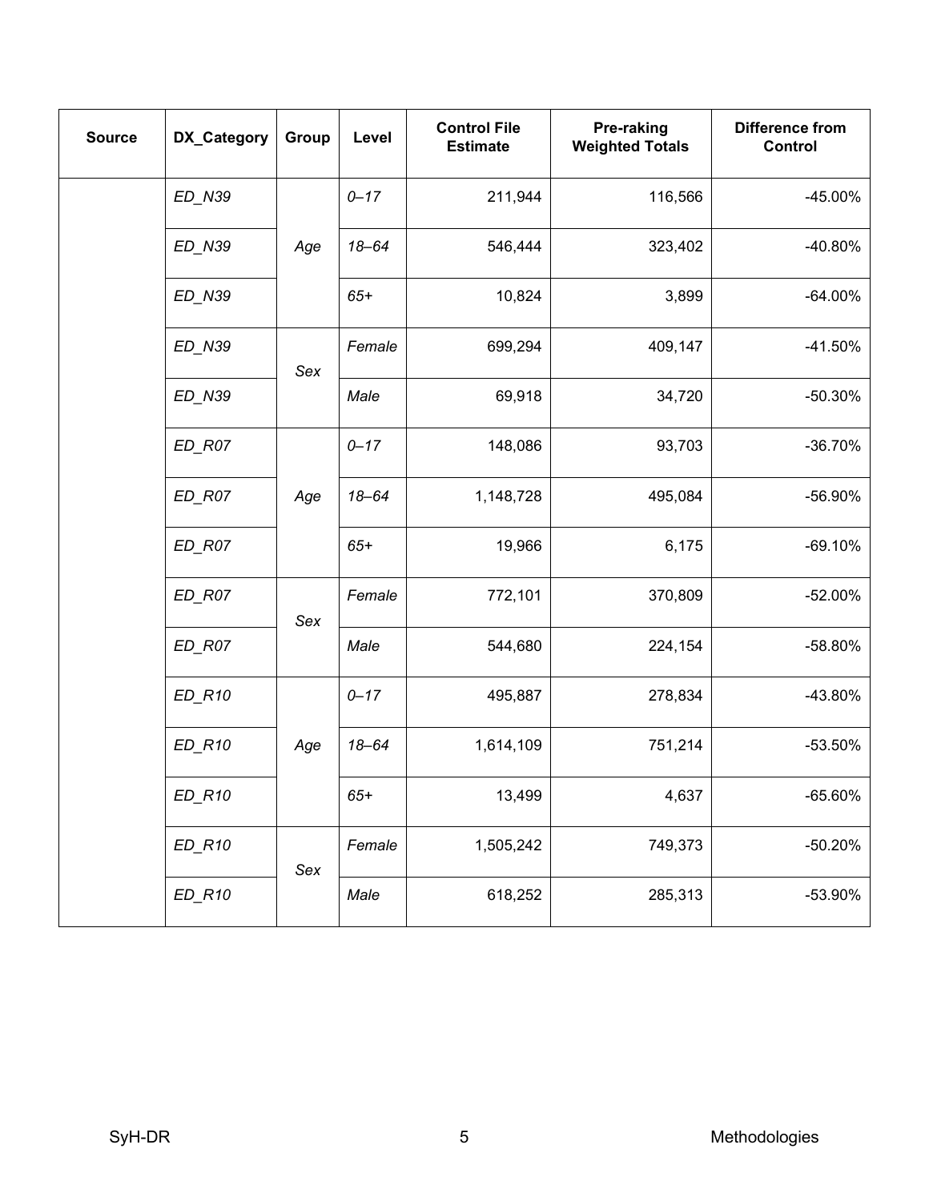| Source | DX_Category | Group | Level | Control File Estimate | Pre-raking Weighted Totals | Difference from Control |
|---|---|---|---|---|---|---|
| | *ED_N39* | *Age* | *0–17* | 211,944 | 116,566 | -45.00% |
| | *ED_N39* | | *18–64* | 546,444 | 323,402 | -40.80% |
| | *ED_N39* | | *65+* | 10,824 | 3,899 | -64.00% |
| | *ED_N39* | *Sex* | *Female* | 699,294 | 409,147 | -41.50% |
| | *ED_N39* | | *Male* | 69,918 | 34,720 | -50.30% |
| | *ED_R07* | *Age* | *0–17* | 148,086 | 93,703 | -36.70% |
| | *ED_R07* | | *18–64* | 1,148,728 | 495,084 | -56.90% |
| | *ED_R07* | | *65+* | 19,966 | 6,175 | -69.10% |
| | *ED_R07* | *Sex* | *Female* | 772,101 | 370,809 | -52.00% |
| | *ED_R07* | | *Male* | 544,680 | 224,154 | -58.80% |
| | *ED_R10* | *Age* | *0–17* | 495,887 | 278,834 | -43.80% |
| | *ED_R10* | | *18–64* | 1,614,109 | 751,214 | -53.50% |
| | *ED_R10* | | *65+* | 13,499 | 4,637 | -65.60% |
| | *ED_R10* | *Sex* | *Female* | 1,505,242 | 749,373 | -50.20% |
| | *ED_R10* | | *Male* | 618,252 | 285,313 | -53.90% |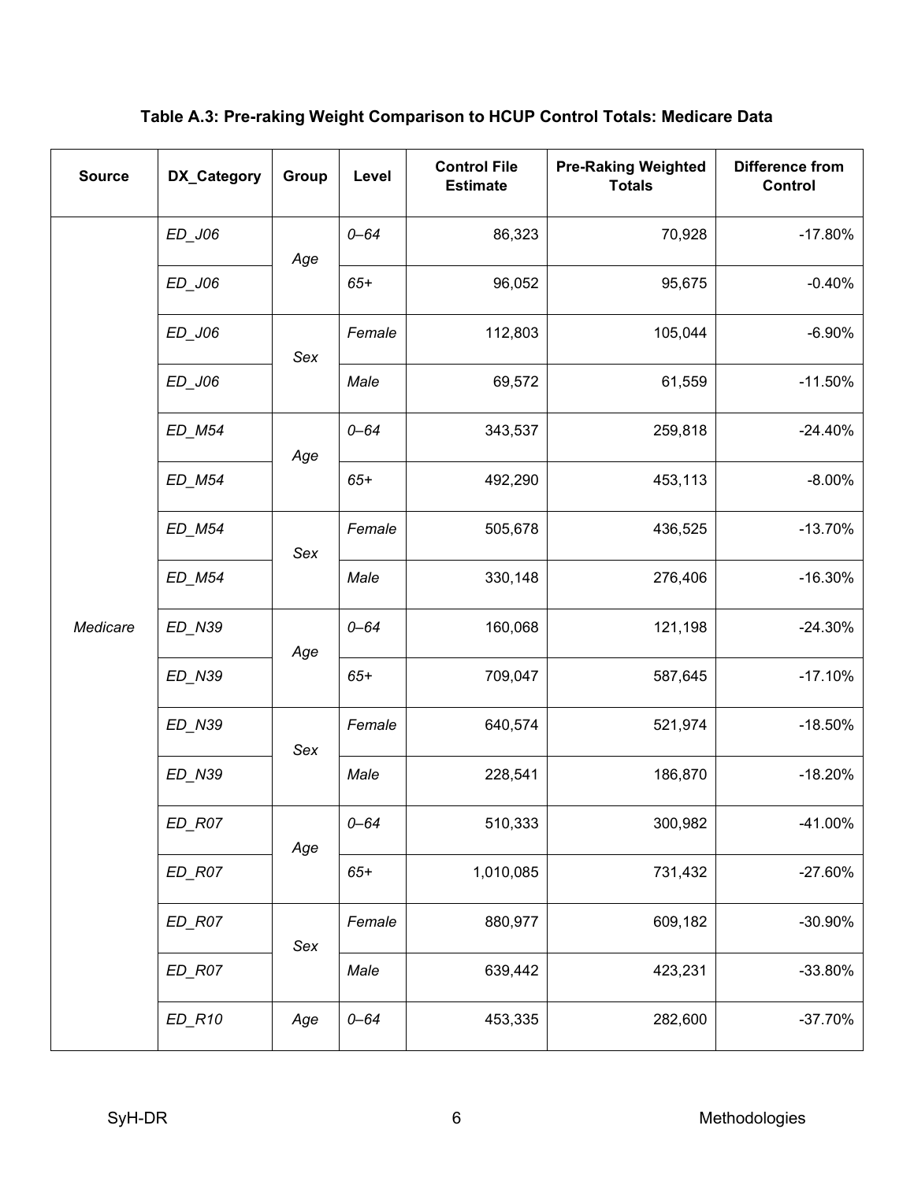**Table A.3: Pre-raking Weight Comparison to HCUP Control Totals: Medicare Data**

| Source | DX_Category | Group | Level | Control File Estimate | Pre-Raking Weighted Totals | Difference from Control |
|---|---|---|---|---|---|---|
| *Medicare* | *ED_J06* | *Age* | *0–64* | 86,323 | 70,928 | -17.80% |
| | *ED_J06* | | *65+* | 96,052 | 95,675 | -0.40% |
| | *ED_J06* | *Sex* | *Female* | 112,803 | 105,044 | -6.90% |
| | *ED_J06* | | *Male* | 69,572 | 61,559 | -11.50% |
| | *ED_M54* | *Age* | *0–64* | 343,537 | 259,818 | -24.40% |
| | *ED_M54* | | *65+* | 492,290 | 453,113 | -8.00% |
| | *ED_M54* | *Sex* | *Female* | 505,678 | 436,525 | -13.70% |
| | *ED_M54* | | *Male* | 330,148 | 276,406 | -16.30% |
| | *ED_N39* | *Age* | *0–64* | 160,068 | 121,198 | -24.30% |
| | *ED_N39* | | *65+* | 709,047 | 587,645 | -17.10% |
| | *ED_N39* | *Sex* | *Female* | 640,574 | 521,974 | -18.50% |
| | *ED_N39* | | *Male* | 228,541 | 186,870 | -18.20% |
| | *ED_R07* | *Age* | *0–64* | 510,333 | 300,982 | -41.00% |
| | *ED_R07* | | *65+* | 1,010,085 | 731,432 | -27.60% |
| | *ED_R07* | *Sex* | *Female* | 880,977 | 609,182 | -30.90% |
| | *ED_R07* | | *Male* | 639,442 | 423,231 | -33.80% |
| | *ED_R10* | *Age* | *0–64* | 453,335 | 282,600 | -37.70% |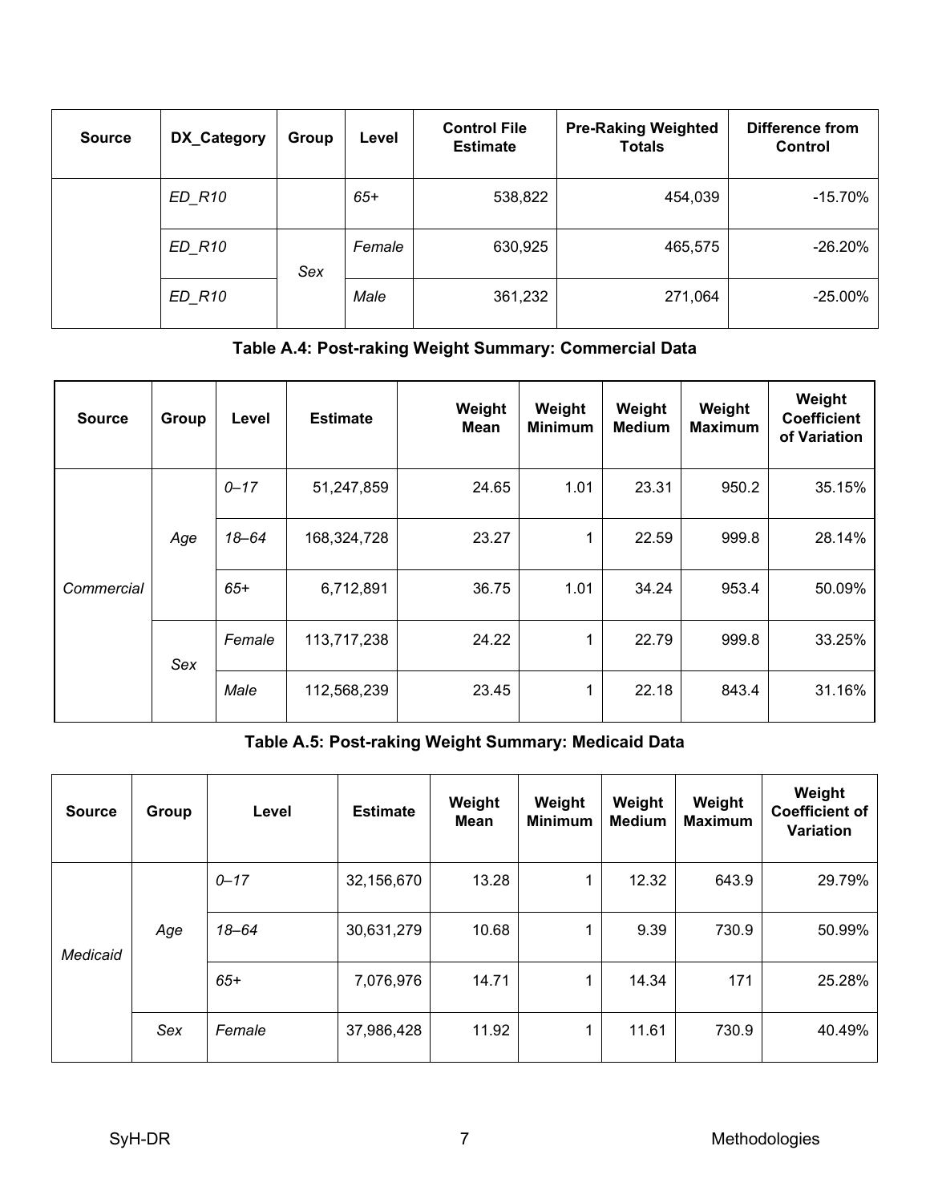| Source | DX_Category | Group | Level | Control File Estimate | Pre-Raking Weighted Totals | Difference from Control |
|---|---|---|---|---|---|---|
| | *ED_R10* | | *65+* | 538,822 | 454,039 | -15.70% |
| | *ED_R10* | *Sex* | *Female* | 630,925 | 465,575 | -26.20% |
| | *ED_R10* | | *Male* | 361,232 | 271,064 | -25.00% |

**Table A.4: Post-raking Weight Summary: Commercial Data**

| Source | Group | Level | Estimate | Weight Mean | Weight Minimum | Weight Medium | Weight Maximum | Weight Coefficient of Variation |
|---|---|---|---|---|---|---|---|---|
| *Commercial* | *Age* | *0–17* | 51,247,859 | 24.65 | 1.01 | 23.31 | 950.2 | 35.15% |
| | | *18–64* | 168,324,728 | 23.27 | 1 | 22.59 | 999.8 | 28.14% |
| | | *65+* | 6,712,891 | 36.75 | 1.01 | 34.24 | 953.4 | 50.09% |
| | *Sex* | *Female* | 113,717,238 | 24.22 | 1 | 22.79 | 999.8 | 33.25% |
| | | *Male* | 112,568,239 | 23.45 | 1 | 22.18 | 843.4 | 31.16% |

**Table A.5: Post-raking Weight Summary: Medicaid Data**

| Source | Group | Level | Estimate | Weight Mean | Weight Minimum | Weight Medium | Weight Maximum | Weight Coefficient of Variation |
|---|---|---|---|---|---|---|---|---|
| *Medicaid* | *Age* | *0–17* | 32,156,670 | 13.28 | 1 | 12.32 | 643.9 | 29.79% |
| | | *18–64* | 30,631,279 | 10.68 | 1 | 9.39 | 730.9 | 50.99% |
| | | *65+* | 7,076,976 | 14.71 | 1 | 14.34 | 171 | 25.28% |
| | *Sex* | *Female* | 37,986,428 | 11.92 | 1 | 11.61 | 730.9 | 40.49% |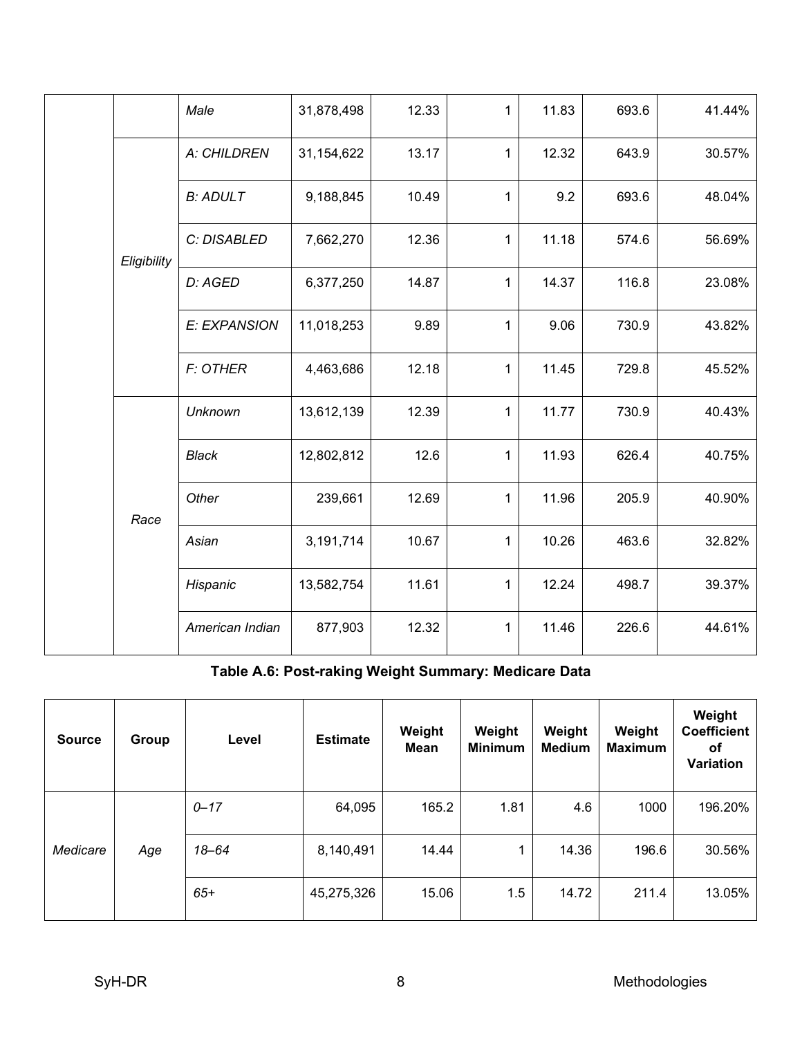| | | Male | 31,878,498 | 12.33 | 1 | 11.83 | 693.6 | 41.44% |
|---|---|---|---|---|---|---|---|---|
| | Eligibility | A: CHILDREN | 31,154,622 | 13.17 | 1 | 12.32 | 643.9 | 30.57% |
| | | B: ADULT | 9,188,845 | 10.49 | 1 | 9.2 | 693.6 | 48.04% |
| | | C: DISABLED | 7,662,270 | 12.36 | 1 | 11.18 | 574.6 | 56.69% |
| | | D: AGED | 6,377,250 | 14.87 | 1 | 14.37 | 116.8 | 23.08% |
| | | E: EXPANSION | 11,018,253 | 9.89 | 1 | 9.06 | 730.9 | 43.82% |
| | | F: OTHER | 4,463,686 | 12.18 | 1 | 11.45 | 729.8 | 45.52% |
| | Race | Unknown | 13,612,139 | 12.39 | 1 | 11.77 | 730.9 | 40.43% |
| | | Black | 12,802,812 | 12.6 | 1 | 11.93 | 626.4 | 40.75% |
| | | Other | 239,661 | 12.69 | 1 | 11.96 | 205.9 | 40.90% |
| | | Asian | 3,191,714 | 10.67 | 1 | 10.26 | 463.6 | 32.82% |
| | | Hispanic | 13,582,754 | 11.61 | 1 | 12.24 | 498.7 | 39.37% |
| | | American Indian | 877,903 | 12.32 | 1 | 11.46 | 226.6 | 44.61% |

**Table A.6: Post-raking Weight Summary: Medicare Data**

| Source | Group | Level | Estimate | Weight Mean | Weight Minimum | Weight Medium | Weight Maximum | Weight Coefficient of Variation |
|---|---|---|---|---|---|---|---|---|
| Medicare | Age | 0–17 | 64,095 | 165.2 | 1.81 | 4.6 | 1000 | 196.20% |
| | | 18–64 | 8,140,491 | 14.44 | 1 | 14.36 | 196.6 | 30.56% |
| | | 65+ | 45,275,326 | 15.06 | 1.5 | 14.72 | 211.4 | 13.05% |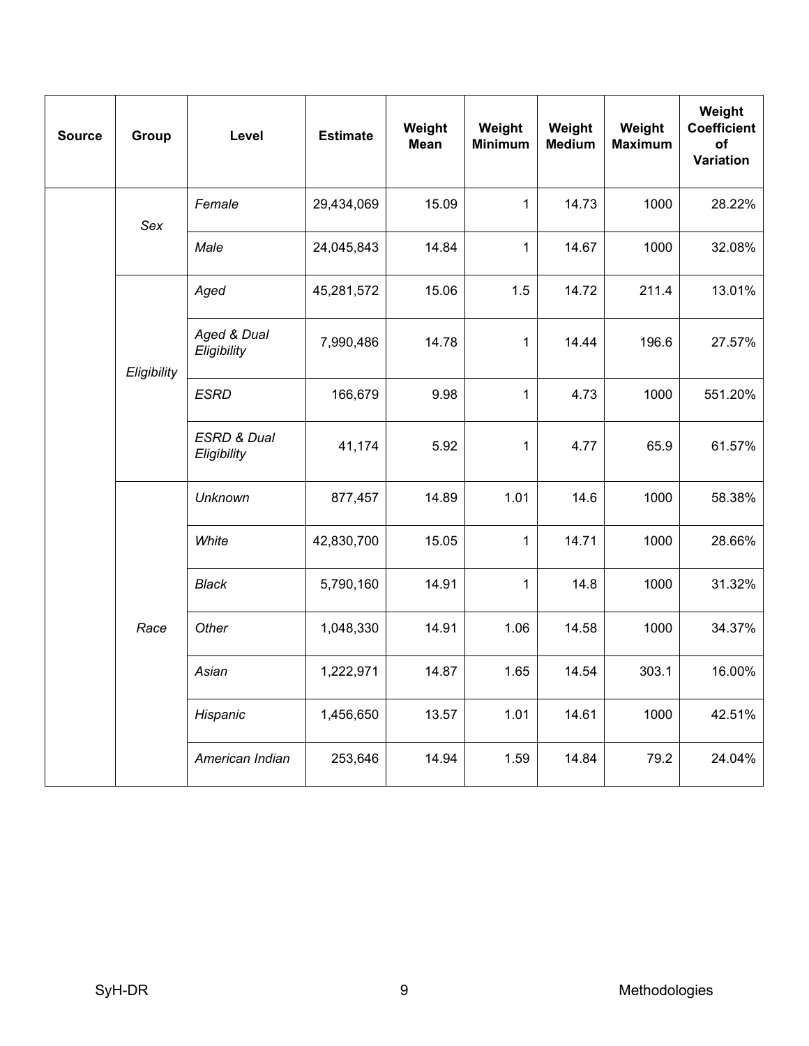| Source | Group | Level | Estimate | Weight Mean | Weight Minimum | Weight Medium | Weight Maximum | Weight Coefficient of Variation |
|---|---|---|---|---|---|---|---|---|
| | *Sex* | *Female* | 29,434,069 | 15.09 | 1 | 14.73 | 1000 | 28.22% |
| | | *Male* | 24,045,843 | 14.84 | 1 | 14.67 | 1000 | 32.08% |
| | *Eligibility* | *Aged* | 45,281,572 | 15.06 | 1.5 | 14.72 | 211.4 | 13.01% |
| | | *Aged & Dual Eligibility* | 7,990,486 | 14.78 | 1 | 14.44 | 196.6 | 27.57% |
| | | *ESRD* | 166,679 | 9.98 | 1 | 4.73 | 1000 | 551.20% |
| | | *ESRD & Dual Eligibility* | 41,174 | 5.92 | 1 | 4.77 | 65.9 | 61.57% |
| | *Race* | *Unknown* | 877,457 | 14.89 | 1.01 | 14.6 | 1000 | 58.38% |
| | | *White* | 42,830,700 | 15.05 | 1 | 14.71 | 1000 | 28.66% |
| | | *Black* | 5,790,160 | 14.91 | 1 | 14.8 | 1000 | 31.32% |
| | | *Other* | 1,048,330 | 14.91 | 1.06 | 14.58 | 1000 | 34.37% |
| | | *Asian* | 1,222,971 | 14.87 | 1.65 | 14.54 | 303.1 | 16.00% |
| | | *Hispanic* | 1,456,650 | 13.57 | 1.01 | 14.61 | 1000 | 42.51% |
| | | *American Indian* | 253,646 | 14.94 | 1.59 | 14.84 | 79.2 | 24.04% |